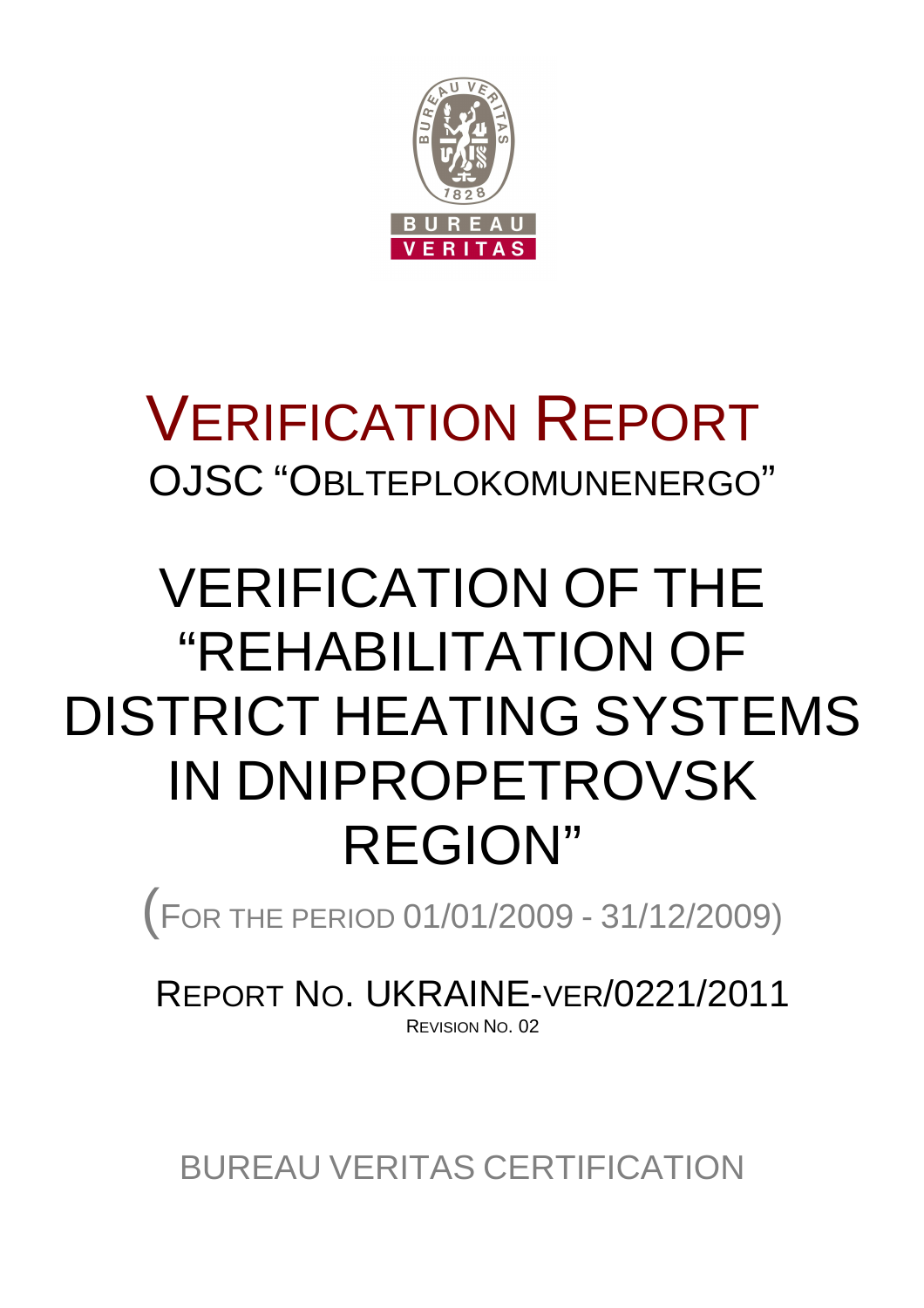# VERIFICATION REPORT

OJSC "OBLTEPLOKOMUNENERGO"

# VERIFICATION OF THE "REHABILITATION OF DISTRICT HEATING SYSTEMS IN DNIPROPETROVSK REGION"

(FOR THE PERIOD 01/01/2009 - 31/12/2009)

REPORT NO. UKRAINE-VER/0221/2011

REVISION NO. 02

BUREAU VERITAS CERTIFICATION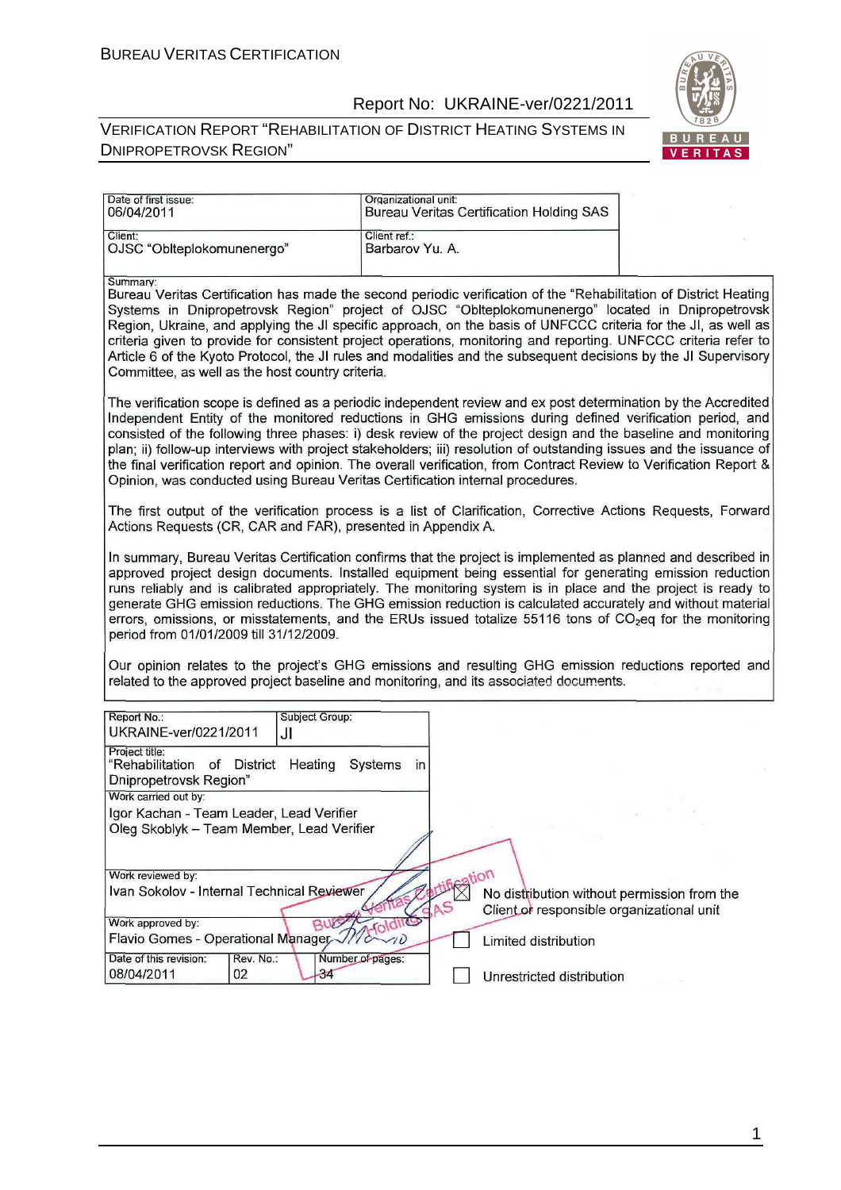| Date of first issue: 06/04/2011 | Organizational unit: Bureau Veritas Certification Holding SAS |
|---|---|
| Client: OJSC "Oblteplokomunenergo" | Client ref.: Barbarov Yu. A. |

Summary:

Bureau Veritas Certification has made the second periodic verification of the "Rehabilitation of District Heating Systems in Dnipropetrovsk Region" project of OJSC "Oblteplokomunenergo" located in Dnipropetrovsk Region, Ukraine, and applying the JI specific approach, on the basis of UNFCCC criteria for the JI, as well as criteria given to provide for consistent project operations, monitoring and reporting. UNFCCC criteria refer to Article 6 of the Kyoto Protocol, the JI rules and modalities and the subsequent decisions by the JI Supervisory Committee, as well as the host country criteria.

The verification scope is defined as a periodic independent review and ex post determination by the Accredited Independent Entity of the monitored reductions in GHG emissions during defined verification period, and consisted of the following three phases: i) desk review of the project design and the baseline and monitoring plan; ii) follow-up interviews with project stakeholders; iii) resolution of outstanding issues and the issuance of the final verification report and opinion. The overall verification, from Contract Review to Verification Report & Opinion, was conducted using Bureau Veritas Certification internal procedures.

The first output of the verification process is a list of Clarification, Corrective Actions Requests, Forward Actions Requests (CR, CAR and FAR), presented in Appendix A.

In summary, Bureau Veritas Certification confirms that the project is implemented as planned and described in approved project design documents. Installed equipment being essential for generating emission reduction runs reliably and is calibrated appropriately. The monitoring system is in place and the project is ready to generate GHG emission reductions. The GHG emission reduction is calculated accurately and without material errors, omissions, or misstatements, and the ERUs issued totalize 55116 tons of $CO_2$eq for the monitoring period from 01/01/2009 till 31/12/2009.

Our opinion relates to the project's GHG emissions and resulting GHG emission reductions reported and related to the approved project baseline and monitoring, and its associated documents.

| Report No.: UKRAINE-ver/0221/2011 | | Subject Group: JI |
|---|---|---|
| Project title: "Rehabilitation of District Heating Systems in Dnipropetrovsk Region" | | |
| Work carried out by: Igor Kachan - Team Leader, Lead Verifier; Oleg Skoblyk – Team Member, Lead Verifier | | |
| Work reviewed by: Ivan Sokolov - Internal Technical Reviewer | | |
| Work approved by: Flavio Gomes - Operational Manager | | |
| Date of this revision: 08/04/2011 | Rev. No.: 02 | Number of pages: 34 |

- [x] No distribution without permission from the Client or responsible organizational unit
- [ ] Limited distribution
- [ ] Unrestricted distribution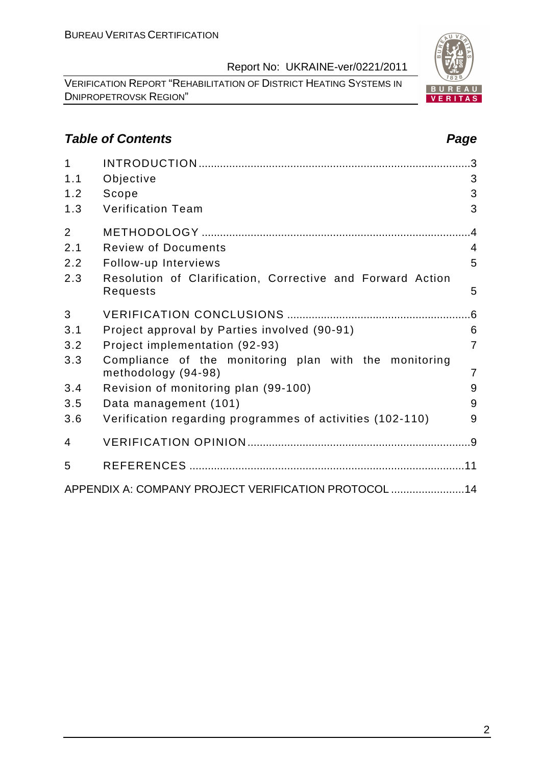## *Table of Contents* *Page*

| | | |
|---|---|---|
| 1 | INTRODUCTION | 3 |
| 1.1 | Objective | 3 |
| 1.2 | Scope | 3 |
| 1.3 | Verification Team | 3 |
| 2 | METHODOLOGY | 4 |
| 2.1 | Review of Documents | 4 |
| 2.2 | Follow-up Interviews | 5 |
| 2.3 | Resolution of Clarification, Corrective and Forward Action Requests | 5 |
| 3 | VERIFICATION CONCLUSIONS | 6 |
| 3.1 | Project approval by Parties involved (90-91) | 6 |
| 3.2 | Project implementation (92-93) | 7 |
| 3.3 | Compliance of the monitoring plan with the monitoring methodology (94-98) | 7 |
| 3.4 | Revision of monitoring plan (99-100) | 9 |
| 3.5 | Data management (101) | 9 |
| 3.6 | Verification regarding programmes of activities (102-110) | 9 |
| 4 | VERIFICATION OPINION | 9 |
| 5 | REFERENCES | 11 |
| | APPENDIX A: COMPANY PROJECT VERIFICATION PROTOCOL | 14 |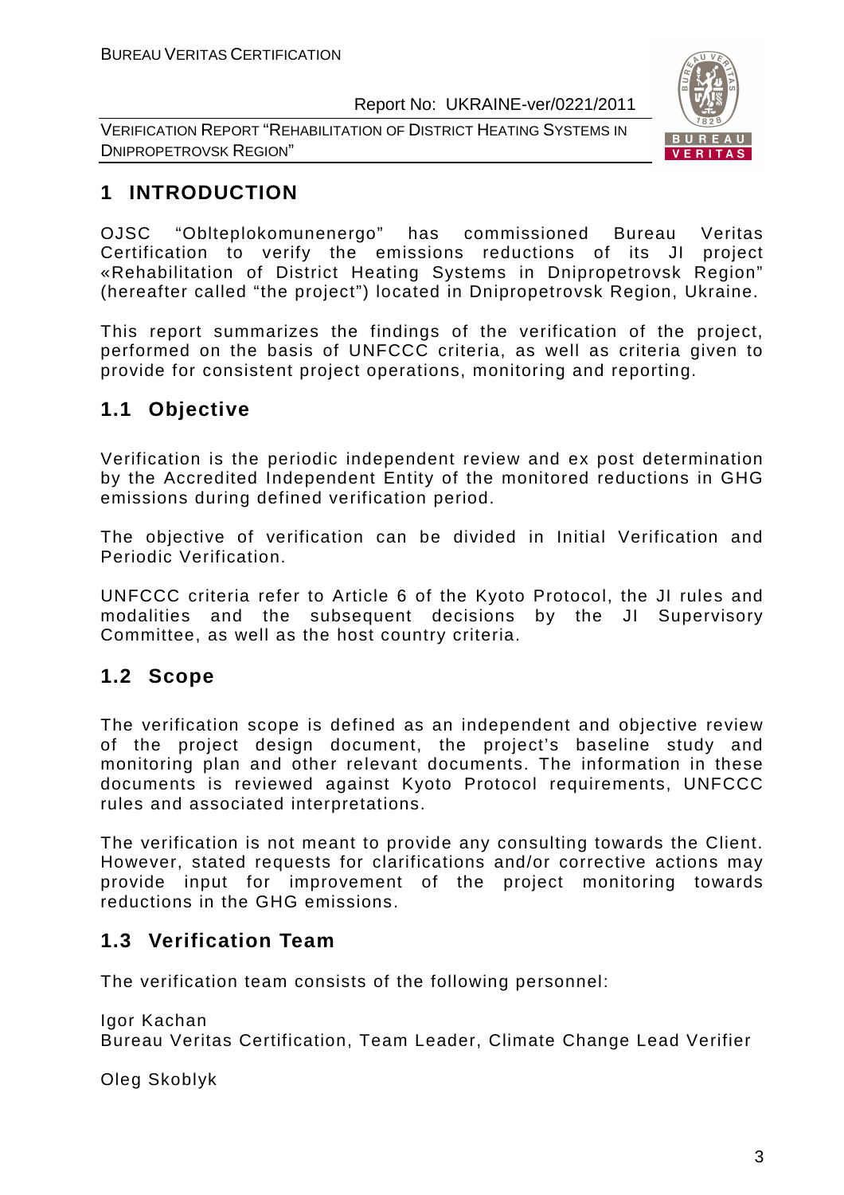# 1 INTRODUCTION

OJSC "Oblteplokomunenergo" has commissioned Bureau Veritas Certification to verify the emissions reductions of its JI project «Rehabilitation of District Heating Systems in Dnipropetrovsk Region" (hereafter called "the project") located in Dnipropetrovsk Region, Ukraine.

This report summarizes the findings of the verification of the project, performed on the basis of UNFCCC criteria, as well as criteria given to provide for consistent project operations, monitoring and reporting.

## 1.1 Objective

Verification is the periodic independent review and ex post determination by the Accredited Independent Entity of the monitored reductions in GHG emissions during defined verification period.

The objective of verification can be divided in Initial Verification and Periodic Verification.

UNFCCC criteria refer to Article 6 of the Kyoto Protocol, the JI rules and modalities and the subsequent decisions by the JI Supervisory Committee, as well as the host country criteria.

## 1.2 Scope

The verification scope is defined as an independent and objective review of the project design document, the project's baseline study and monitoring plan and other relevant documents. The information in these documents is reviewed against Kyoto Protocol requirements, UNFCCC rules and associated interpretations.

The verification is not meant to provide any consulting towards the Client. However, stated requests for clarifications and/or corrective actions may provide input for improvement of the project monitoring towards reductions in the GHG emissions.

## 1.3 Verification Team

The verification team consists of the following personnel:

Igor Kachan
Bureau Veritas Certification, Team Leader, Climate Change Lead Verifier

Oleg Skoblyk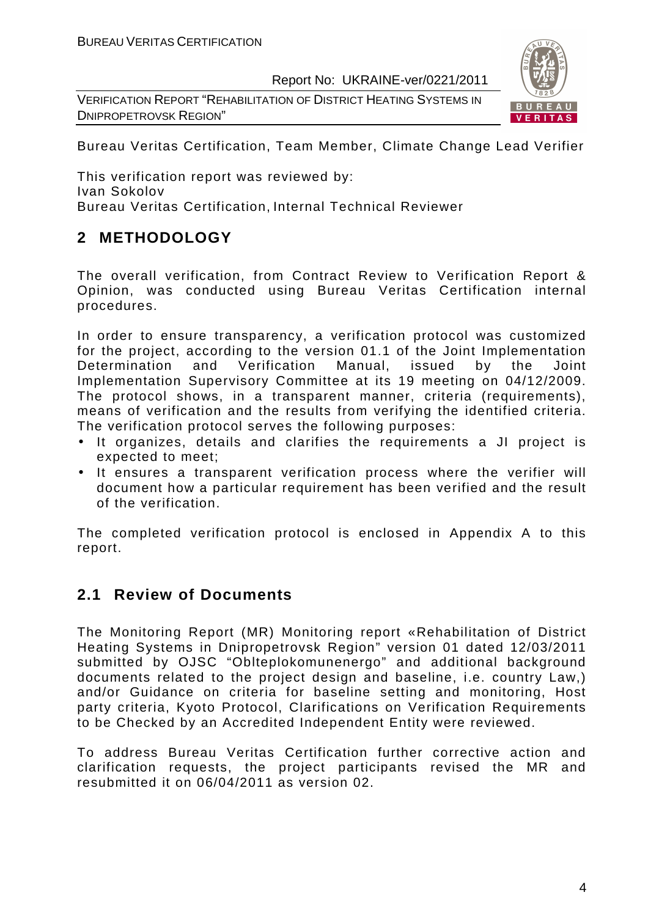Bureau Veritas Certification, Team Member, Climate Change Lead Verifier

This verification report was reviewed by:
Ivan Sokolov
Bureau Veritas Certification, Internal Technical Reviewer

## 2 METHODOLOGY

The overall verification, from Contract Review to Verification Report & Opinion, was conducted using Bureau Veritas Certification internal procedures.

In order to ensure transparency, a verification protocol was customized for the project, according to the version 01.1 of the Joint Implementation Determination and Verification Manual, issued by the Joint Implementation Supervisory Committee at its 19 meeting on 04/12/2009. The protocol shows, in a transparent manner, criteria (requirements), means of verification and the results from verifying the identified criteria. The verification protocol serves the following purposes:

- It organizes, details and clarifies the requirements a JI project is expected to meet;
- It ensures a transparent verification process where the verifier will document how a particular requirement has been verified and the result of the verification.

The completed verification protocol is enclosed in Appendix A to this report.

### 2.1 Review of Documents

The Monitoring Report (MR) Monitoring report «Rehabilitation of District Heating Systems in Dnipropetrovsk Region" version 01 dated 12/03/2011 submitted by OJSC "Oblteplokomunenergo" and additional background documents related to the project design and baseline, i.e. country Law,) and/or Guidance on criteria for baseline setting and monitoring, Host party criteria, Kyoto Protocol, Clarifications on Verification Requirements to be Checked by an Accredited Independent Entity were reviewed.

To address Bureau Veritas Certification further corrective action and clarification requests, the project participants revised the MR and resubmitted it on 06/04/2011 as version 02.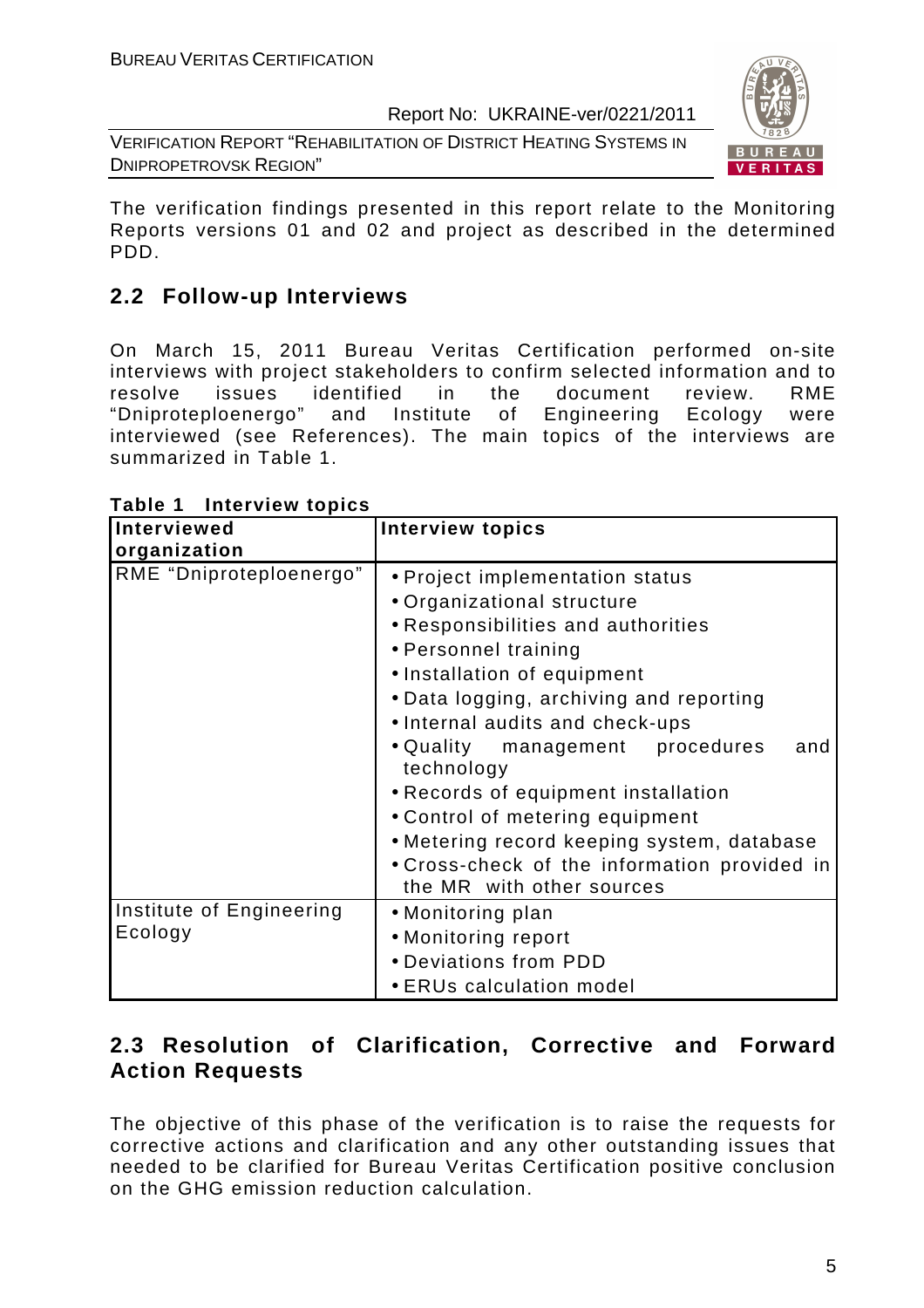The verification findings presented in this report relate to the Monitoring Reports versions 01 and 02 and project as described in the determined PDD.

## 2.2 Follow-up Interviews

On March 15, 2011 Bureau Veritas Certification performed on-site interviews with project stakeholders to confirm selected information and to resolve issues identified in the document review. RME “Dniproteploenergo” and Institute of Engineering Ecology were interviewed (see References). The main topics of the interviews are summarized in Table 1.

**Table 1 Interview topics**

| Interviewed organization | Interview topics |
|---|---|
| RME “Dniproteploenergo” | • Project implementation status<br>• Organizational structure<br>• Responsibilities and authorities<br>• Personnel training<br>• Installation of equipment<br>• Data logging, archiving and reporting<br>• Internal audits and check-ups<br>• Quality management procedures and technology<br>• Records of equipment installation<br>• Control of metering equipment<br>• Metering record keeping system, database<br>• Cross-check of the information provided in the MR with other sources |
| Institute of Engineering Ecology | • Monitoring plan<br>• Monitoring report<br>• Deviations from PDD<br>• ERUs calculation model |

## 2.3 Resolution of Clarification, Corrective and Forward Action Requests

The objective of this phase of the verification is to raise the requests for corrective actions and clarification and any other outstanding issues that needed to be clarified for Bureau Veritas Certification positive conclusion on the GHG emission reduction calculation.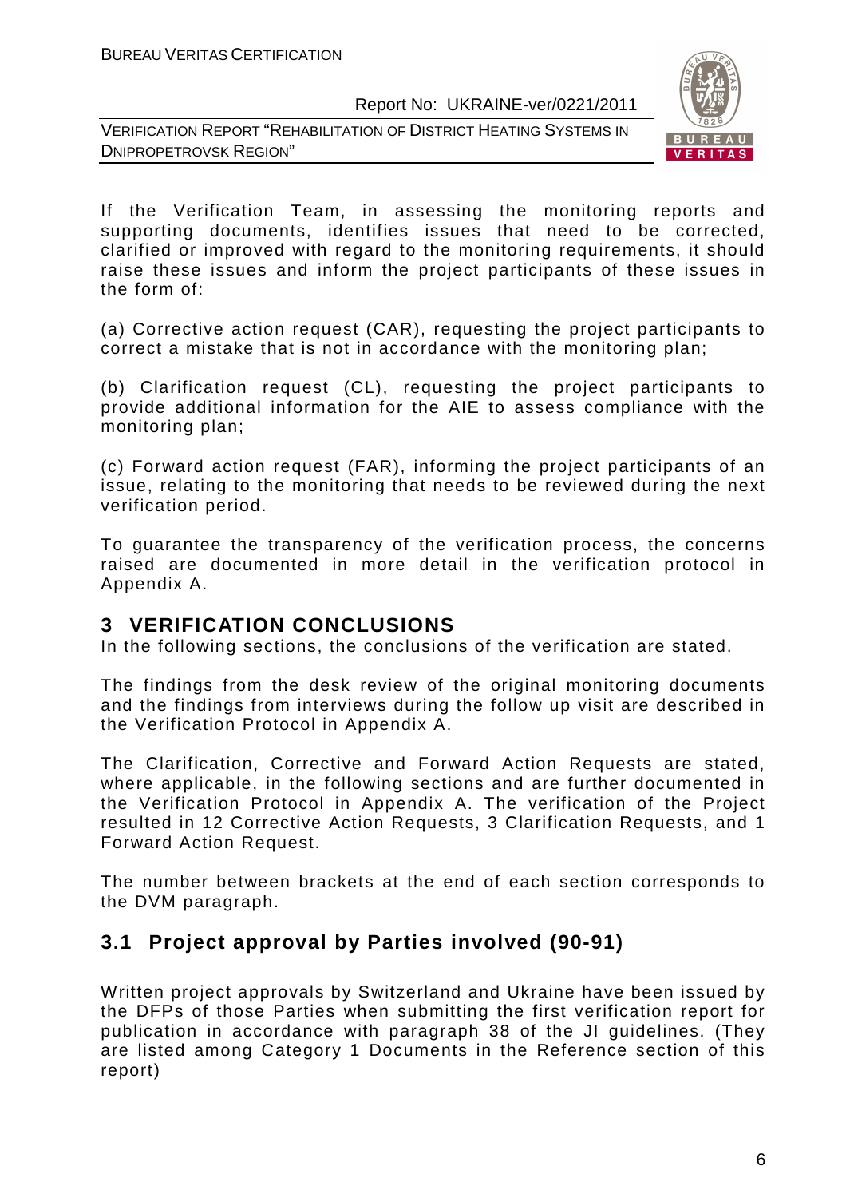If the Verification Team, in assessing the monitoring reports and supporting documents, identifies issues that need to be corrected, clarified or improved with regard to the monitoring requirements, it should raise these issues and inform the project participants of these issues in the form of:

(a) Corrective action request (CAR), requesting the project participants to correct a mistake that is not in accordance with the monitoring plan;

(b) Clarification request (CL), requesting the project participants to provide additional information for the AIE to assess compliance with the monitoring plan;

(c) Forward action request (FAR), informing the project participants of an issue, relating to the monitoring that needs to be reviewed during the next verification period.

To guarantee the transparency of the verification process, the concerns raised are documented in more detail in the verification protocol in Appendix A.

# 3 VERIFICATION CONCLUSIONS

In the following sections, the conclusions of the verification are stated.

The findings from the desk review of the original monitoring documents and the findings from interviews during the follow up visit are described in the Verification Protocol in Appendix A.

The Clarification, Corrective and Forward Action Requests are stated, where applicable, in the following sections and are further documented in the Verification Protocol in Appendix A. The verification of the Project resulted in 12 Corrective Action Requests, 3 Clarification Requests, and 1 Forward Action Request.

The number between brackets at the end of each section corresponds to the DVM paragraph.

## 3.1 Project approval by Parties involved (90-91)

Written project approvals by Switzerland and Ukraine have been issued by the DFPs of those Parties when submitting the first verification report for publication in accordance with paragraph 38 of the JI guidelines. (They are listed among Category 1 Documents in the Reference section of this report)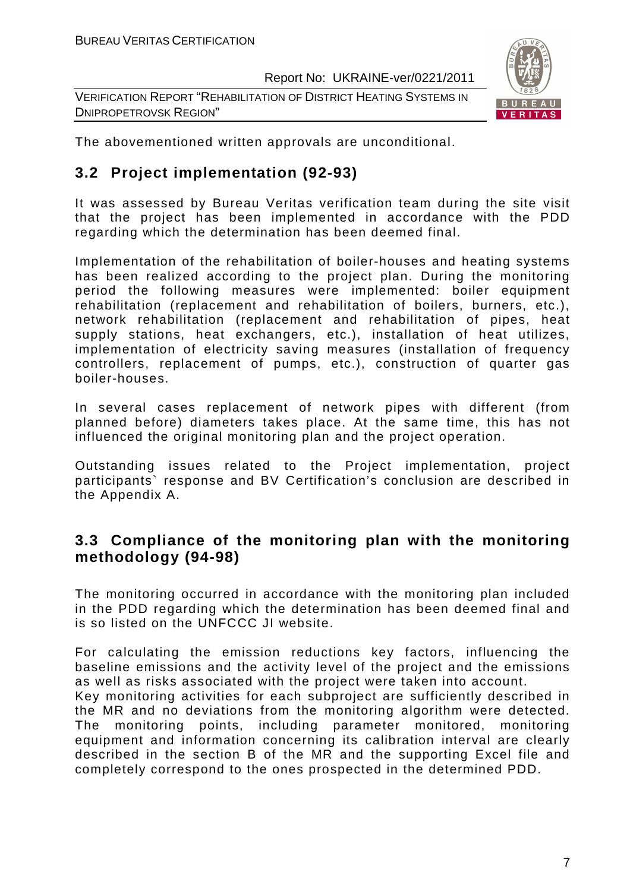The abovementioned written approvals are unconditional.

## 3.2 Project implementation (92-93)

It was assessed by Bureau Veritas verification team during the site visit that the project has been implemented in accordance with the PDD regarding which the determination has been deemed final.

Implementation of the rehabilitation of boiler-houses and heating systems has been realized according to the project plan. During the monitoring period the following measures were implemented: boiler equipment rehabilitation (replacement and rehabilitation of boilers, burners, etc.), network rehabilitation (replacement and rehabilitation of pipes, heat supply stations, heat exchangers, etc.), installation of heat utilizes, implementation of electricity saving measures (installation of frequency controllers, replacement of pumps, etc.), construction of quarter gas boiler-houses.

In several cases replacement of network pipes with different (from planned before) diameters takes place. At the same time, this has not influenced the original monitoring plan and the project operation.

Outstanding issues related to the Project implementation, project participants` response and BV Certification's conclusion are described in the Appendix A.

## 3.3 Compliance of the monitoring plan with the monitoring methodology (94-98)

The monitoring occurred in accordance with the monitoring plan included in the PDD regarding which the determination has been deemed final and is so listed on the UNFCCC JI website.

For calculating the emission reductions key factors, influencing the baseline emissions and the activity level of the project and the emissions as well as risks associated with the project were taken into account.
Key monitoring activities for each subproject are sufficiently described in the MR and no deviations from the monitoring algorithm were detected. The monitoring points, including parameter monitored, monitoring equipment and information concerning its calibration interval are clearly described in the section B of the MR and the supporting Excel file and completely correspond to the ones prospected in the determined PDD.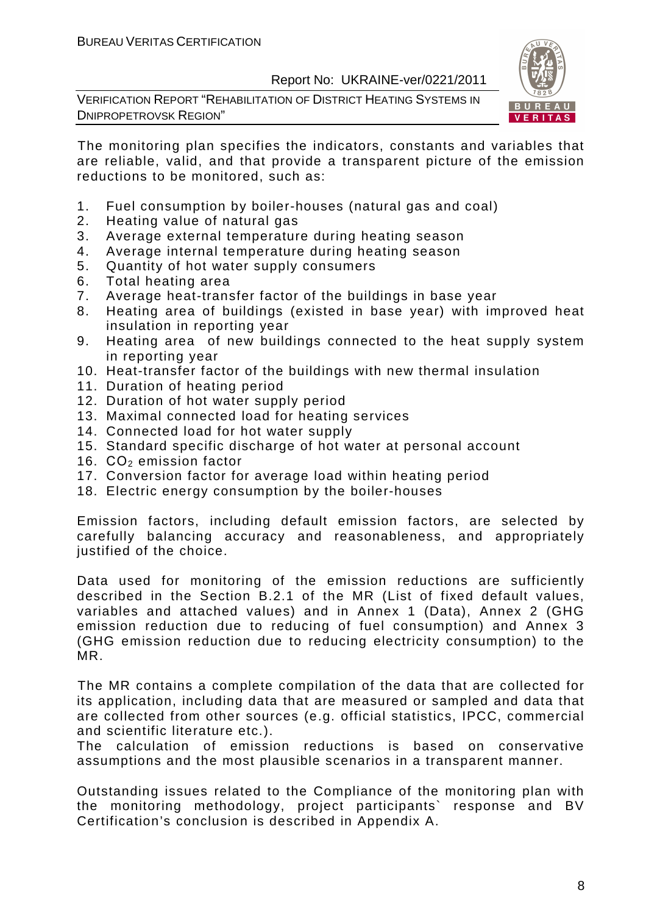The monitoring plan specifies the indicators, constants and variables that are reliable, valid, and that provide a transparent picture of the emission reductions to be monitored, such as:

1. Fuel consumption by boiler-houses (natural gas and coal)
2. Heating value of natural gas
3. Average external temperature during heating season
4. Average internal temperature during heating season
5. Quantity of hot water supply consumers
6. Total heating area
7. Average heat-transfer factor of the buildings in base year
8. Heating area of buildings (existed in base year) with improved heat insulation in reporting year
9. Heating area of new buildings connected to the heat supply system in reporting year
10. Heat-transfer factor of the buildings with new thermal insulation
11. Duration of heating period
12. Duration of hot water supply period
13. Maximal connected load for heating services
14. Connected load for hot water supply
15. Standard specific discharge of hot water at personal account
16. $CO_2$ emission factor
17. Conversion factor for average load within heating period
18. Electric energy consumption by the boiler-houses

Emission factors, including default emission factors, are selected by carefully balancing accuracy and reasonableness, and appropriately justified of the choice.

Data used for monitoring of the emission reductions are sufficiently described in the Section B.2.1 of the MR (List of fixed default values, variables and attached values) and in Annex 1 (Data), Annex 2 (GHG emission reduction due to reducing of fuel consumption) and Annex 3 (GHG emission reduction due to reducing electricity consumption) to the MR.

The MR contains a complete compilation of the data that are collected for its application, including data that are measured or sampled and data that are collected from other sources (e.g. official statistics, IPCC, commercial and scientific literature etc.).
The calculation of emission reductions is based on conservative assumptions and the most plausible scenarios in a transparent manner.

Outstanding issues related to the Compliance of the monitoring plan with the monitoring methodology, project participants` response and BV Certification's conclusion is described in Appendix A.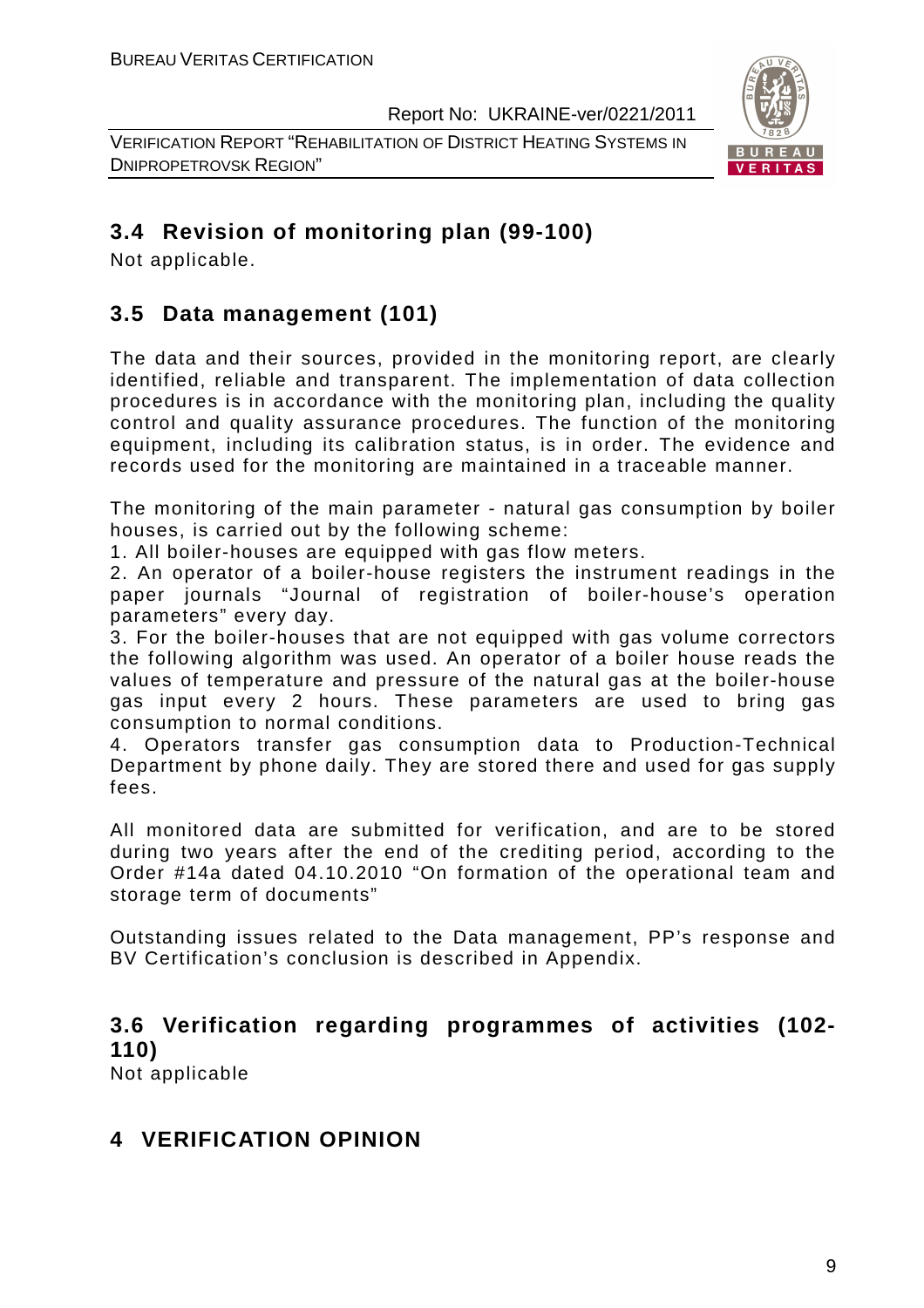## 3.4 Revision of monitoring plan (99-100)

Not applicable.

## 3.5 Data management (101)

The data and their sources, provided in the monitoring report, are clearly identified, reliable and transparent. The implementation of data collection procedures is in accordance with the monitoring plan, including the quality control and quality assurance procedures. The function of the monitoring equipment, including its calibration status, is in order. The evidence and records used for the monitoring are maintained in a traceable manner.

The monitoring of the main parameter - natural gas consumption by boiler houses, is carried out by the following scheme:

1. All boiler-houses are equipped with gas flow meters.
2. An operator of a boiler-house registers the instrument readings in the paper journals "Journal of registration of boiler-house's operation parameters" every day.
3. For the boiler-houses that are not equipped with gas volume correctors the following algorithm was used. An operator of a boiler house reads the values of temperature and pressure of the natural gas at the boiler-house gas input every 2 hours. These parameters are used to bring gas consumption to normal conditions.
4. Operators transfer gas consumption data to Production-Technical Department by phone daily. They are stored there and used for gas supply fees.

All monitored data are submitted for verification, and are to be stored during two years after the end of the crediting period, according to the Order #14a dated 04.10.2010 "On formation of the operational team and storage term of documents"

Outstanding issues related to the Data management, PP's response and BV Certification's conclusion is described in Appendix.

## 3.6 Verification regarding programmes of activities (102-110)

Not applicable

# 4 VERIFICATION OPINION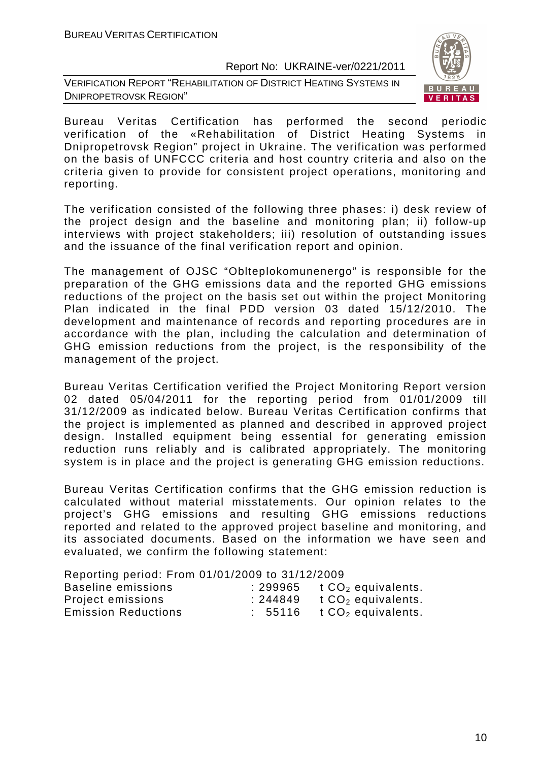Bureau Veritas Certification has performed the second periodic verification of the «Rehabilitation of District Heating Systems in Dnipropetrovsk Region" project in Ukraine. The verification was performed on the basis of UNFCCC criteria and host country criteria and also on the criteria given to provide for consistent project operations, monitoring and reporting.

The verification consisted of the following three phases: i) desk review of the project design and the baseline and monitoring plan; ii) follow-up interviews with project stakeholders; iii) resolution of outstanding issues and the issuance of the final verification report and opinion.

The management of OJSC "Oblteplokomunenergo" is responsible for the preparation of the GHG emissions data and the reported GHG emissions reductions of the project on the basis set out within the project Monitoring Plan indicated in the final PDD version 03 dated 15/12/2010. The development and maintenance of records and reporting procedures are in accordance with the plan, including the calculation and determination of GHG emission reductions from the project, is the responsibility of the management of the project.

Bureau Veritas Certification verified the Project Monitoring Report version 02 dated 05/04/2011 for the reporting period from 01/01/2009 till 31/12/2009 as indicated below. Bureau Veritas Certification confirms that the project is implemented as planned and described in approved project design. Installed equipment being essential for generating emission reduction runs reliably and is calibrated appropriately. The monitoring system is in place and the project is generating GHG emission reductions.

Bureau Veritas Certification confirms that the GHG emission reduction is calculated without material misstatements. Our opinion relates to the project's GHG emissions and resulting GHG emissions reductions reported and related to the approved project baseline and monitoring, and its associated documents. Based on the information we have seen and evaluated, we confirm the following statement:

Reporting period: From 01/01/2009 to 31/12/2009

| | | |
|---|---|---|
| Baseline emissions | : 299965 | t $CO_2$ equivalents. |
| Project emissions | : 244849 | t $CO_2$ equivalents. |
| Emission Reductions | : 55116 | t $CO_2$ equivalents. |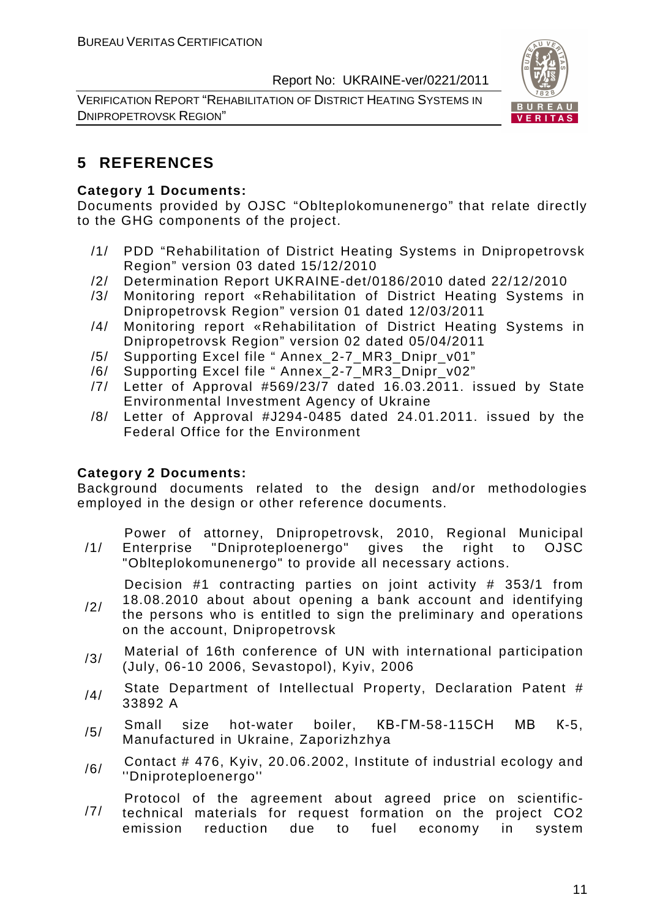# 5 REFERENCES

**Category 1 Documents:**
Documents provided by OJSC "Oblteplokomunenergo" that relate directly to the GHG components of the project.

/1/ PDD "Rehabilitation of District Heating Systems in Dnipropetrovsk Region" version 03 dated 15/12/2010
/2/ Determination Report UKRAINE-det/0186/2010 dated 22/12/2010
/3/ Monitoring report «Rehabilitation of District Heating Systems in Dnipropetrovsk Region" version 01 dated 12/03/2011
/4/ Monitoring report «Rehabilitation of District Heating Systems in Dnipropetrovsk Region" version 02 dated 05/04/2011
/5/ Supporting Excel file " Annex_2-7_MR3_Dnipr_v01"
/6/ Supporting Excel file " Annex_2-7_MR3_Dnipr_v02"
/7/ Letter of Approval #569/23/7 dated 16.03.2011. issued by State Environmental Investment Agency of Ukraine
/8/ Letter of Approval #J294-0485 dated 24.01.2011. issued by the Federal Office for the Environment

**Category 2 Documents:**
Background documents related to the design and/or methodologies employed in the design or other reference documents.

/1/ Power of attorney, Dnipropetrovsk, 2010, Regional Municipal Enterprise "Dniproteploenergo" gives the right to OJSC "Oblteplokomunenergo" to provide all necessary actions.
/2/ Decision #1 contracting parties on joint activity # 353/1 from 18.08.2010 about about opening a bank account and identifying the persons who is entitled to sign the preliminary and operations on the account, Dnipropetrovsk
/3/ Material of 16th conference of UN with international participation (July, 06-10 2006, Sevastopol), Kyiv, 2006
/4/ State Department of Intellectual Property, Declaration Patent # 33892 A
/5/ Small size hot-water boiler, КВ-ГМ-58-115СН МВ К-5, Manufactured in Ukraine, Zaporizhzhya
/6/ Contact # 476, Kyiv, 20.06.2002, Institute of industrial ecology and ''Dniproteploenergo''
/7/ Protocol of the agreement about agreed price on scientific-technical materials for request formation on the project CO2 emission reduction due to fuel economy in system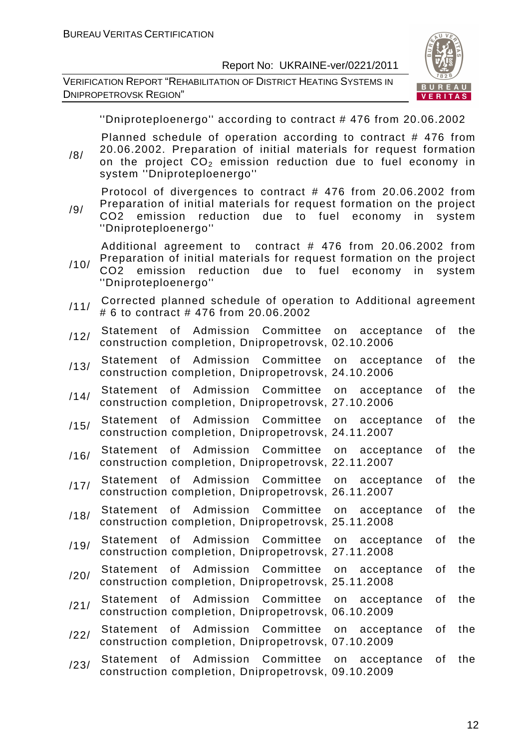''Dniproteploenergo'' according to contract # 476 from 20.06.2002

| | |
|---|---|
| /8/ | Planned schedule of operation according to contract # 476 from 20.06.2002. Preparation of initial materials for request formation on the project $CO_2$ emission reduction due to fuel economy in system ''Dniproteploenergo'' |
| /9/ | Protocol of divergences to contract # 476 from 20.06.2002 from Preparation of initial materials for request formation on the project CO2 emission reduction due to fuel economy in system ''Dniproteploenergo'' |
| /10/ | Additional agreement to contract # 476 from 20.06.2002 from Preparation of initial materials for request formation on the project CO2 emission reduction due to fuel economy in system ''Dniproteploenergo'' |
| /11/ | Corrected planned schedule of operation to Additional agreement # 6 to contract # 476 from 20.06.2002 |
| /12/ | Statement of Admission Committee on acceptance of the construction completion, Dnipropetrovsk, 02.10.2006 |
| /13/ | Statement of Admission Committee on acceptance of the construction completion, Dnipropetrovsk, 24.10.2006 |
| /14/ | Statement of Admission Committee on acceptance of the construction completion, Dnipropetrovsk, 27.10.2006 |
| /15/ | Statement of Admission Committee on acceptance of the construction completion, Dnipropetrovsk, 24.11.2007 |
| /16/ | Statement of Admission Committee on acceptance of the construction completion, Dnipropetrovsk, 22.11.2007 |
| /17/ | Statement of Admission Committee on acceptance of the construction completion, Dnipropetrovsk, 26.11.2007 |
| /18/ | Statement of Admission Committee on acceptance of the construction completion, Dnipropetrovsk, 25.11.2008 |
| /19/ | Statement of Admission Committee on acceptance of the construction completion, Dnipropetrovsk, 27.11.2008 |
| /20/ | Statement of Admission Committee on acceptance of the construction completion, Dnipropetrovsk, 25.11.2008 |
| /21/ | Statement of Admission Committee on acceptance of the construction completion, Dnipropetrovsk, 06.10.2009 |
| /22/ | Statement of Admission Committee on acceptance of the construction completion, Dnipropetrovsk, 07.10.2009 |
| /23/ | Statement of Admission Committee on acceptance of the construction completion, Dnipropetrovsk, 09.10.2009 |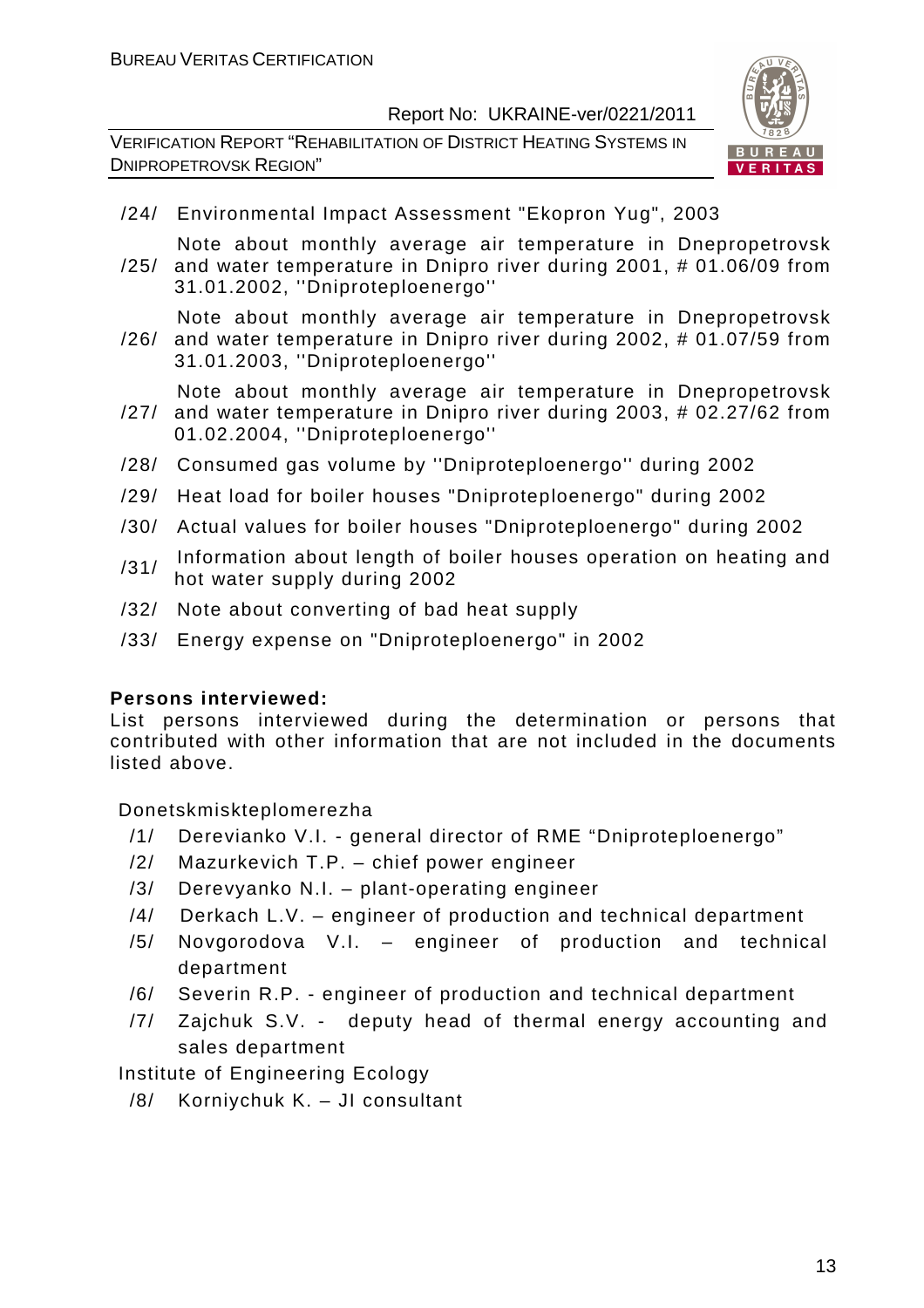/24/ Environmental Impact Assessment "Ekopron Yug", 2003

/25/ Note about monthly average air temperature in Dnepropetrovsk and water temperature in Dnipro river during 2001, # 01.06/09 from 31.01.2002, ''Dniproteploenergo''

/26/ Note about monthly average air temperature in Dnepropetrovsk and water temperature in Dnipro river during 2002, # 01.07/59 from 31.01.2003, ''Dniproteploenergo''

/27/ Note about monthly average air temperature in Dnepropetrovsk and water temperature in Dnipro river during 2003, # 02.27/62 from 01.02.2004, ''Dniproteploenergo''

/28/ Consumed gas volume by ''Dniproteploenergo'' during 2002

/29/ Heat load for boiler houses "Dniproteploenergo" during 2002

/30/ Actual values for boiler houses "Dniproteploenergo" during 2002

/31/ Information about length of boiler houses operation on heating and hot water supply during 2002

/32/ Note about converting of bad heat supply

/33/ Energy expense on "Dniproteploenergo" in 2002

**Persons interviewed:**

List persons interviewed during the determination or persons that contributed with other information that are not included in the documents listed above.

Donetskmiskteplomerezha

/1/ Derevianko V.I. - general director of RME “Dniproteploenergo”

/2/ Mazurkevich T.P. – chief power engineer

/3/ Derevyanko N.I. – plant-operating engineer

/4/ Derkach L.V. – engineer of production and technical department

/5/ Novgorodova V.I. – engineer of production and technical department

/6/ Severin R.P. - engineer of production and technical department

/7/ Zajchuk S.V. - deputy head of thermal energy accounting and sales department

Institute of Engineering Ecology

/8/ Korniychuk K. – JI consultant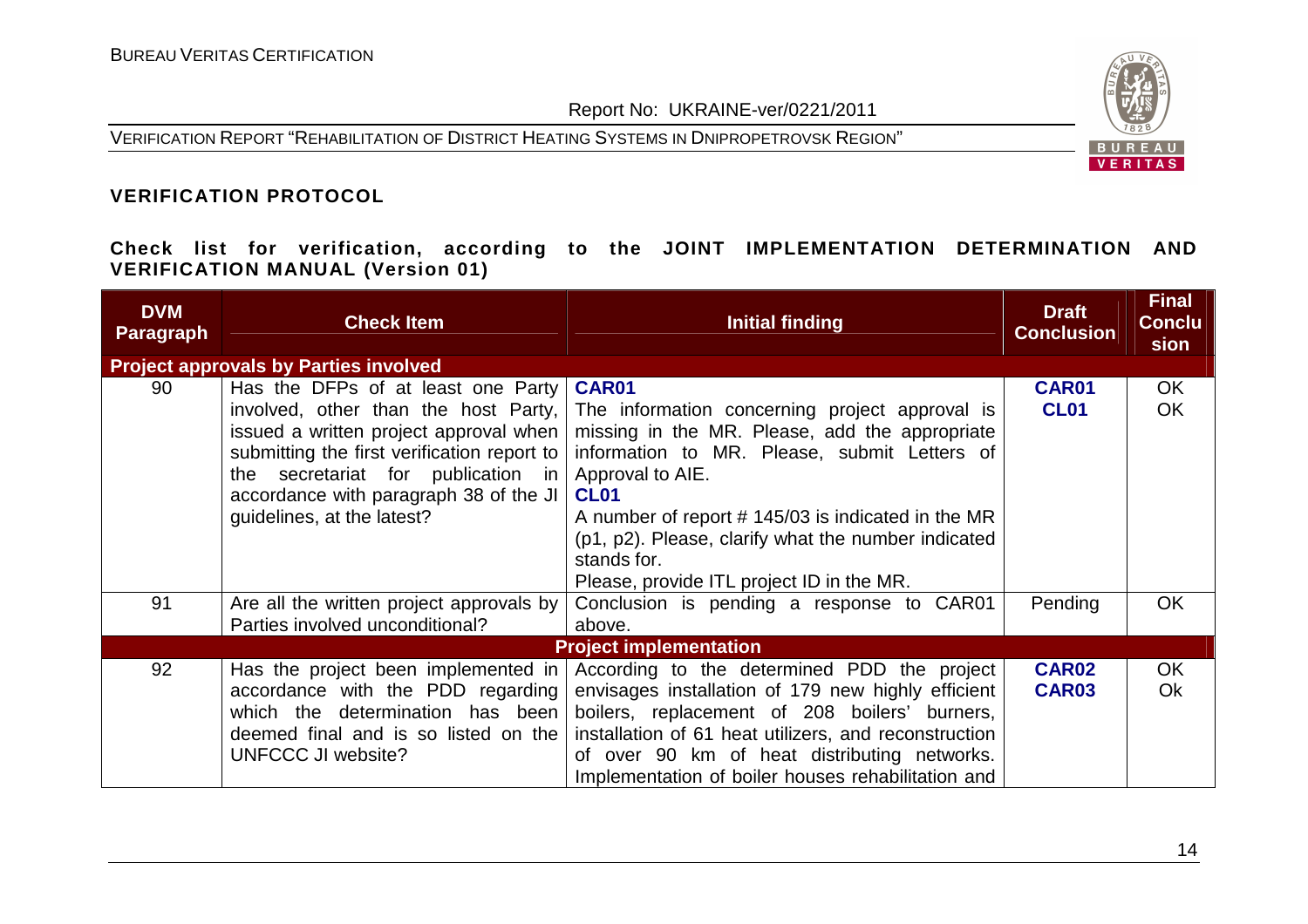## VERIFICATION PROTOCOL

### Check list for verification, according to the JOINT IMPLEMENTATION DETERMINATION AND VERIFICATION MANUAL (Version 01)

| DVM Paragraph | Check Item | Initial finding | Draft Conclusion | Final Conclusion |
|---|---|---|---|---|
| **Project approvals by Parties involved** | | | | |
| 90 | Has the DFPs of at least one Party involved, other than the host Party, issued a written project approval when submitting the first verification report to the secretariat for publication in accordance with paragraph 38 of the JI guidelines, at the latest? | **CAR01**<br>The information concerning project approval is missing in the MR. Please, add the appropriate information to MR. Please, submit Letters of Approval to AIE.<br>**CL01**<br>A number of report # 145/03 is indicated in the MR (p1, p2). Please, clarify what the number indicated stands for.<br>Please, provide ITL project ID in the MR. | **CAR01**<br>**CL01** | OK<br>OK |
| 91 | Are all the written project approvals by Parties involved unconditional? | Conclusion is pending a response to CAR01 above. | Pending | OK |
| **Project implementation** | | | | |
| 92 | Has the project been implemented in accordance with the PDD regarding which the determination has been deemed final and is so listed on the UNFCCC JI website? | According to the determined PDD the project envisages installation of 179 new highly efficient boilers, replacement of 208 boilers' burners, installation of 61 heat utilizers, and reconstruction of over 90 km of heat distributing networks. Implementation of boiler houses rehabilitation and | **CAR02**<br>**CAR03** | OK<br>Ok |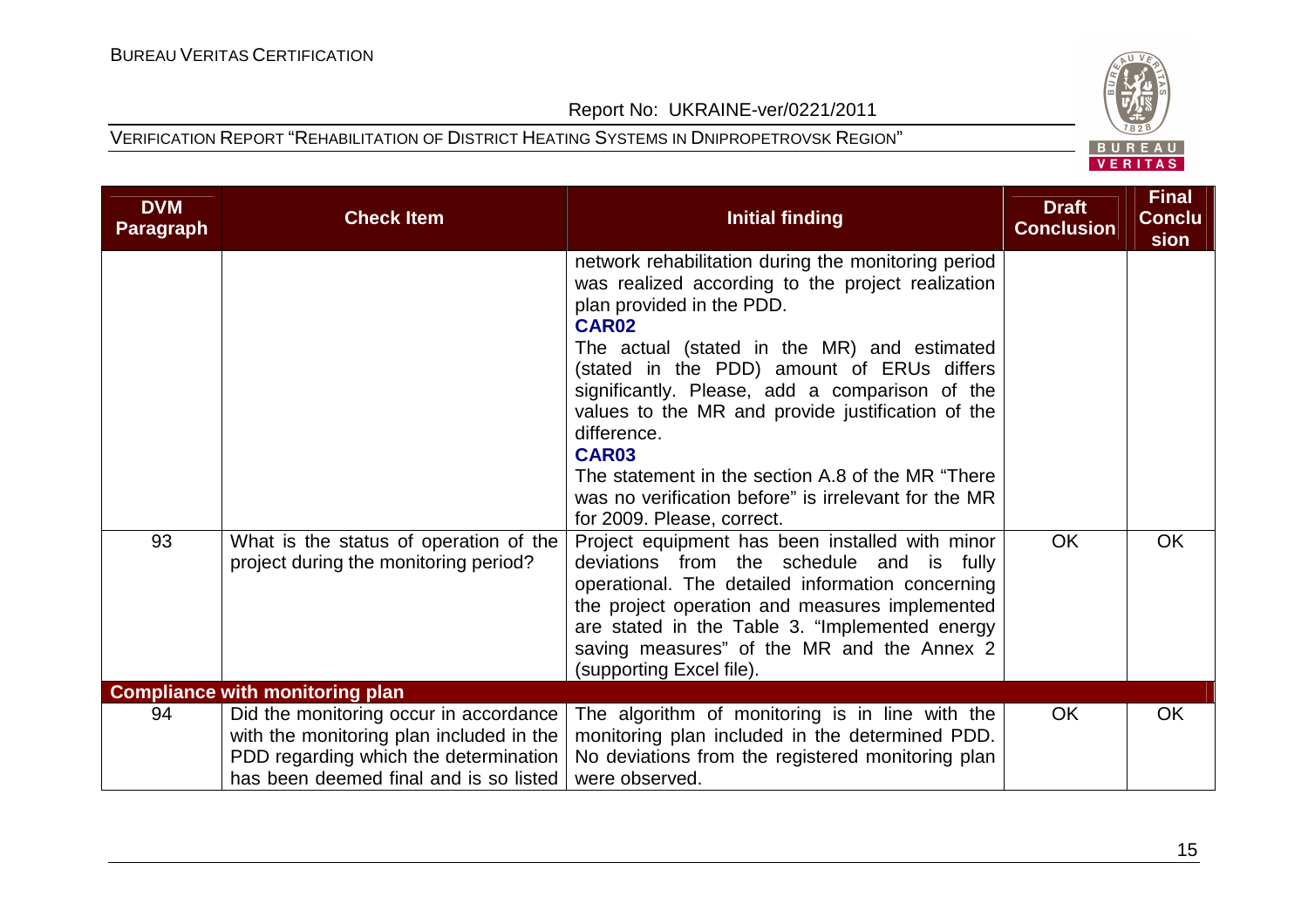| DVM Paragraph | Check Item | Initial finding | Draft Conclusion | Final Conclusion |
|---|---|---|---|---|
| | | network rehabilitation during the monitoring period was realized according to the project realization plan provided in the PDD.<br>**CAR02**<br>The actual (stated in the MR) and estimated (stated in the PDD) amount of ERUs differs significantly. Please, add a comparison of the values to the MR and provide justification of the difference.<br>**CAR03**<br>The statement in the section A.8 of the MR "There was no verification before" is irrelevant for the MR for 2009. Please, correct. | | |
| 93 | What is the status of operation of the project during the monitoring period? | Project equipment has been installed with minor deviations from the schedule and is fully operational. The detailed information concerning the project operation and measures implemented are stated in the Table 3. "Implemented energy saving measures" of the MR and the Annex 2 (supporting Excel file). | OK | OK |
| **Compliance with monitoring plan** | | | | |
| 94 | Did the monitoring occur in accordance with the monitoring plan included in the PDD regarding which the determination has been deemed final and is so listed | The algorithm of monitoring is in line with the monitoring plan included in the determined PDD. No deviations from the registered monitoring plan were observed. | OK | OK |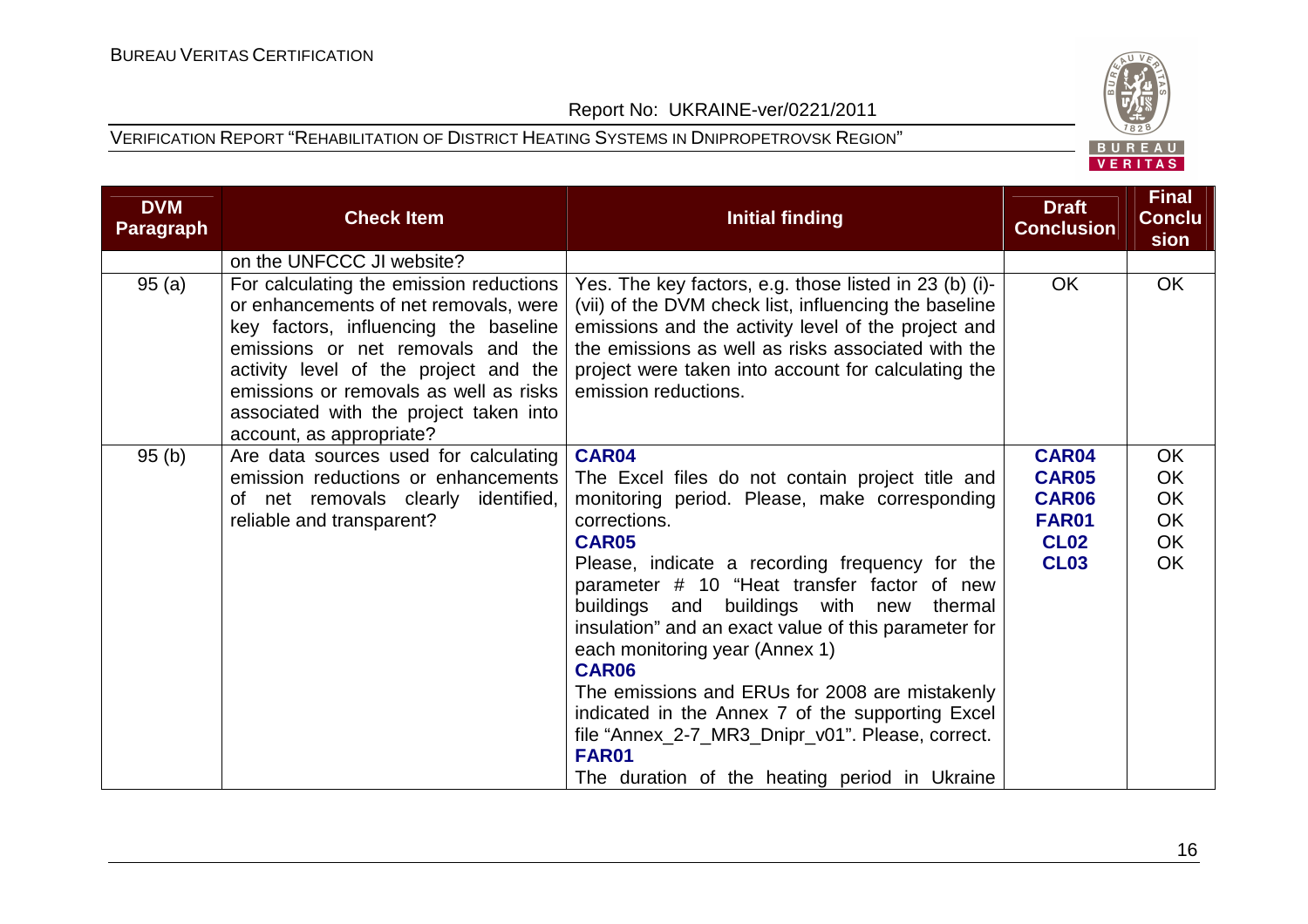| DVM Paragraph | Check Item | Initial finding | Draft Conclusion | Final Conclusion |
|---|---|---|---|---|
| | on the UNFCCC JI website? | | | |
| 95 (a) | For calculating the emission reductions or enhancements of net removals, were key factors, influencing the baseline emissions or net removals and the activity level of the project and the emissions or removals as well as risks associated with the project taken into account, as appropriate? | Yes. The key factors, e.g. those listed in 23 (b) (i)-(vii) of the DVM check list, influencing the baseline emissions and the activity level of the project and the emissions as well as risks associated with the project were taken into account for calculating the emission reductions. | OK | OK |
| 95 (b) | Are data sources used for calculating emission reductions or enhancements of net removals clearly identified, reliable and transparent? | **CAR04**<br>The Excel files do not contain project title and monitoring period. Please, make corresponding corrections.<br>**CAR05**<br>Please, indicate a recording frequency for the parameter # 10 "Heat transfer factor of new buildings and buildings with new thermal insulation" and an exact value of this parameter for each monitoring year (Annex 1)<br>**CAR06**<br>The emissions and ERUs for 2008 are mistakenly indicated in the Annex 7 of the supporting Excel file "Annex_2-7_MR3_Dnipr_v01". Please, correct.<br>**FAR01**<br>The duration of the heating period in Ukraine | **CAR04**<br>**CAR05**<br>**CAR06**<br>**FAR01**<br>**CL02**<br>**CL03** | OK<br>OK<br>OK<br>OK<br>OK<br>OK |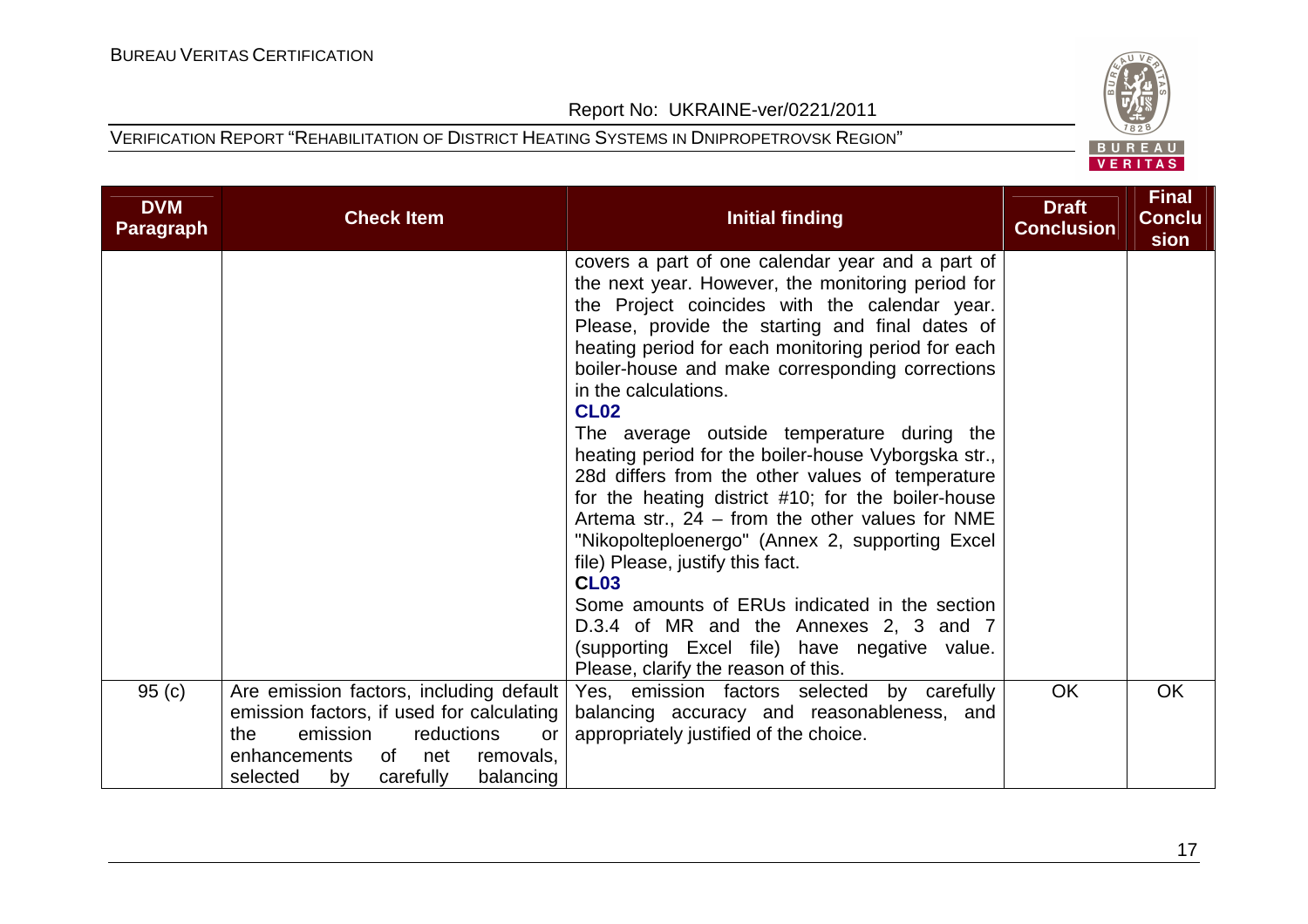| DVM Paragraph | Check Item | Initial finding | Draft Conclusion | Final Conclusion |
|---|---|---|---|---|
| | | covers a part of one calendar year and a part of the next year. However, the monitoring period for the Project coincides with the calendar year. Please, provide the starting and final dates of heating period for each monitoring period for each boiler-house and make corresponding corrections in the calculations.<br>**CL02**<br>The average outside temperature during the heating period for the boiler-house Vyborgska str., 28d differs from the other values of temperature for the heating district #10; for the boiler-house Artema str., 24 – from the other values for NME "Nikopolteploenergo" (Annex 2, supporting Excel file) Please, justify this fact.<br>**CL03**<br>Some amounts of ERUs indicated in the section D.3.4 of MR and the Annexes 2, 3 and 7 (supporting Excel file) have negative value. Please, clarify the reason of this. | | |
| 95 (c) | Are emission factors, including default emission factors, if used for calculating the emission reductions or enhancements of net removals, selected by carefully balancing | Yes, emission factors selected by carefully balancing accuracy and reasonableness, and appropriately justified of the choice. | OK | OK |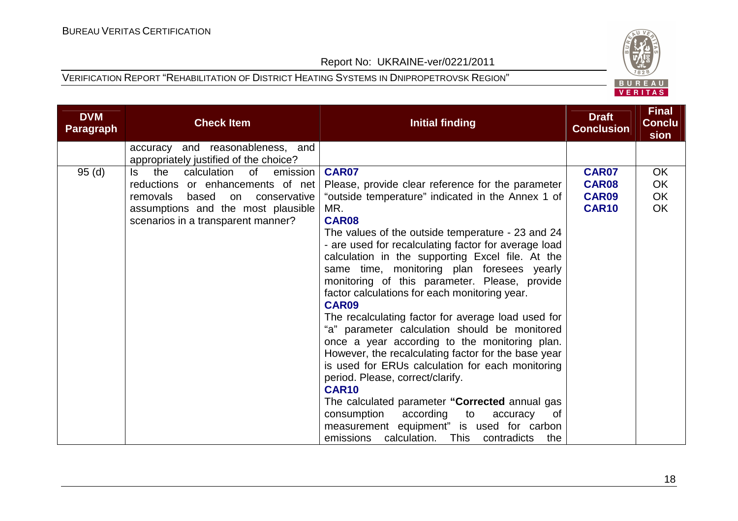| DVM Paragraph | Check Item | Initial finding | Draft Conclusion | Final Conclusion |
|---|---|---|---|---|
| | accuracy and reasonableness, and appropriately justified of the choice? | | | |
| 95 (d) | Is the calculation of emission reductions or enhancements of net removals based on conservative assumptions and the most plausible scenarios in a transparent manner? | **CAR07**<br>Please, provide clear reference for the parameter "outside temperature" indicated in the Annex 1 of MR.<br>**CAR08**<br>The values of the outside temperature - 23 and 24 - are used for recalculating factor for average load calculation in the supporting Excel file. At the same time, monitoring plan foresees yearly monitoring of this parameter. Please, provide factor calculations for each monitoring year.<br>**CAR09**<br>The recalculating factor for average load used for "a" parameter calculation should be monitored once a year according to the monitoring plan. However, the recalculating factor for the base year is used for ERUs calculation for each monitoring period. Please, correct/clarify.<br>**CAR10**<br>The calculated parameter **"Corrected** annual gas consumption according to accuracy of measurement equipment" is used for carbon emissions calculation. This contradicts the | **CAR07**<br>**CAR08**<br>**CAR09**<br>**CAR10** | OK<br>OK<br>OK<br>OK |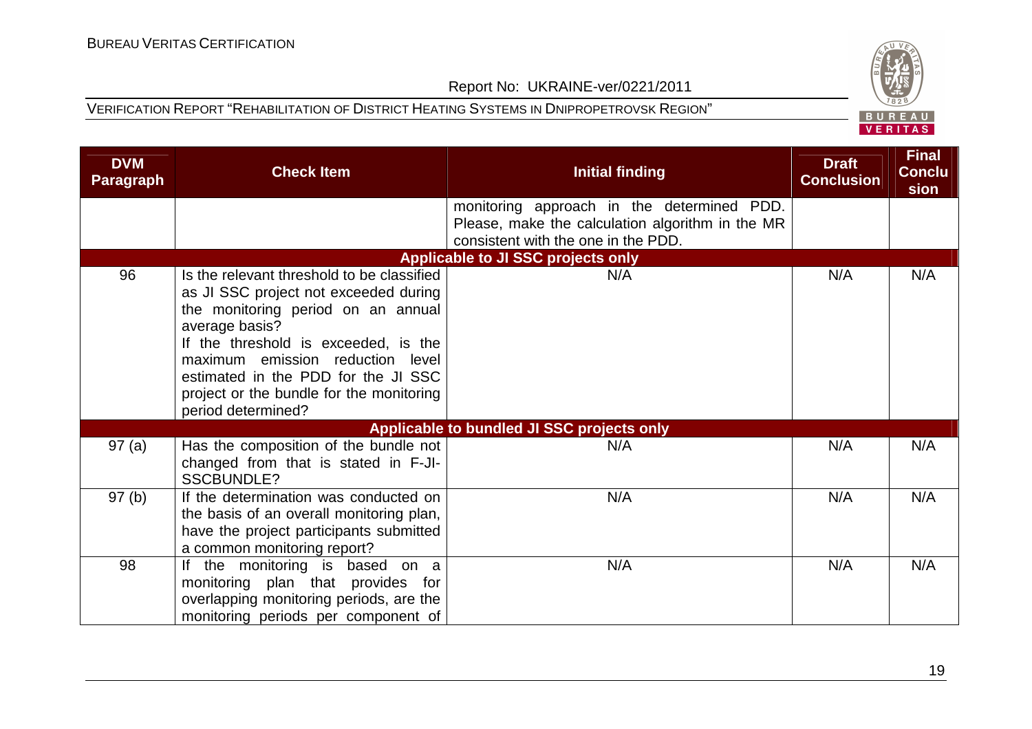| DVM Paragraph | Check Item | Initial finding | Draft Conclusion | Final Conclusion |
|---|---|---|---|---|
| | | monitoring approach in the determined PDD. Please, make the calculation algorithm in the MR consistent with the one in the PDD. | | |
| **Applicable to JI SSC projects only** | | | | |
| 96 | Is the relevant threshold to be classified as JI SSC project not exceeded during the monitoring period on an annual average basis? If the threshold is exceeded, is the maximum emission reduction level estimated in the PDD for the JI SSC project or the bundle for the monitoring period determined? | N/A | N/A | N/A |
| **Applicable to bundled JI SSC projects only** | | | | |
| 97 (a) | Has the composition of the bundle not changed from that is stated in F-JI-SSCBUNDLE? | N/A | N/A | N/A |
| 97 (b) | If the determination was conducted on the basis of an overall monitoring plan, have the project participants submitted a common monitoring report? | N/A | N/A | N/A |
| 98 | If the monitoring is based on a monitoring plan that provides for overlapping monitoring periods, are the monitoring periods per component of | N/A | N/A | N/A |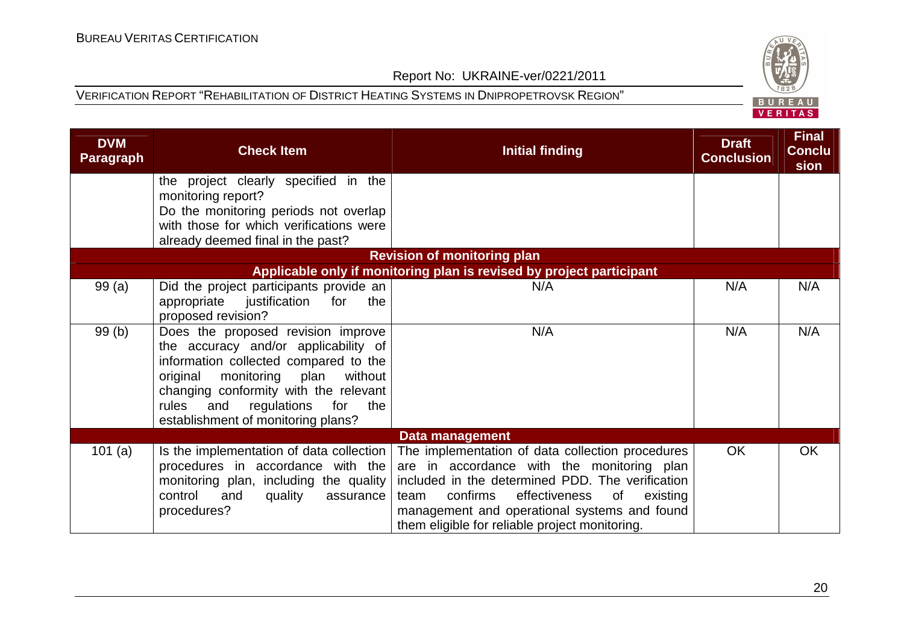| DVM Paragraph | Check Item | Initial finding | Draft Conclusion | Final Conclusion |
|---|---|---|---|---|
| | the project clearly specified in the monitoring report? Do the monitoring periods not overlap with those for which verifications were already deemed final in the past? | | | |
| **Revision of monitoring plan** | | | | |
| **Applicable only if monitoring plan is revised by project participant** | | | | |
| 99 (a) | Did the project participants provide an appropriate justification for the proposed revision? | N/A | N/A | N/A |
| 99 (b) | Does the proposed revision improve the accuracy and/or applicability of information collected compared to the original monitoring plan without changing conformity with the relevant rules and regulations for the establishment of monitoring plans? | N/A | N/A | N/A |
| **Data management** | | | | |
| 101 (a) | Is the implementation of data collection procedures in accordance with the monitoring plan, including the quality control and quality assurance procedures? | The implementation of data collection procedures are in accordance with the monitoring plan included in the determined PDD. The verification team confirms effectiveness of existing management and operational systems and found them eligible for reliable project monitoring. | OK | OK |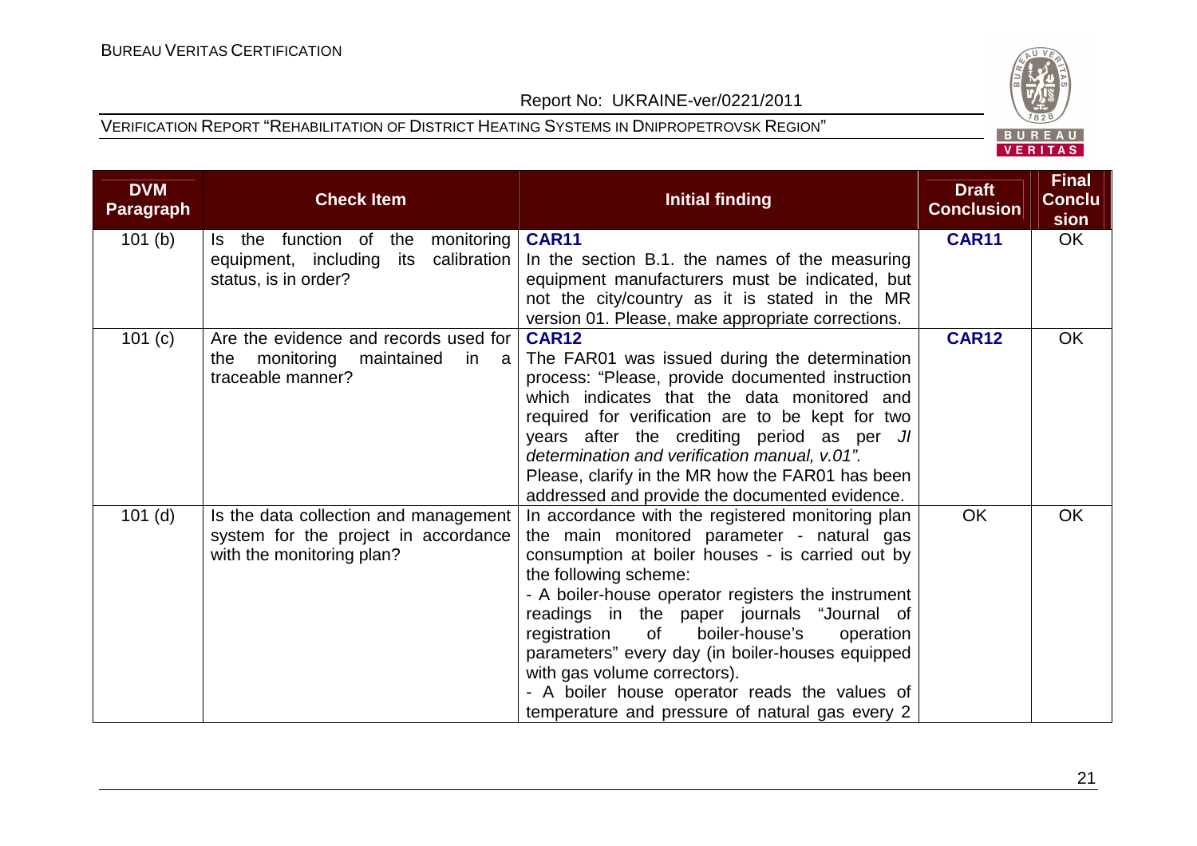| DVM Paragraph | Check Item | Initial finding | Draft Conclusion | Final Conclusion |
|---|---|---|---|---|
| 101 (b) | Is the function of the monitoring equipment, including its calibration status, is in order? | **CAR11**<br>In the section B.1. the names of the measuring equipment manufacturers must be indicated, but not the city/country as it is stated in the MR version 01. Please, make appropriate corrections. | **CAR11** | OK |
| 101 (c) | Are the evidence and records used for the monitoring maintained in a traceable manner? | **CAR12**<br>The FAR01 was issued during the determination process: "Please, provide documented instruction which indicates that the data monitored and required for verification are to be kept for two years after the crediting period as per *JI determination and verification manual, v.01".*<br>Please, clarify in the MR how the FAR01 has been addressed and provide the documented evidence. | **CAR12** | OK |
| 101 (d) | Is the data collection and management system for the project in accordance with the monitoring plan? | In accordance with the registered monitoring plan the main monitored parameter - natural gas consumption at boiler houses - is carried out by the following scheme:<br>- A boiler-house operator registers the instrument readings in the paper journals "Journal of registration of boiler-house's operation parameters" every day (in boiler-houses equipped with gas volume correctors).<br>- A boiler house operator reads the values of temperature and pressure of natural gas every 2 | OK | OK |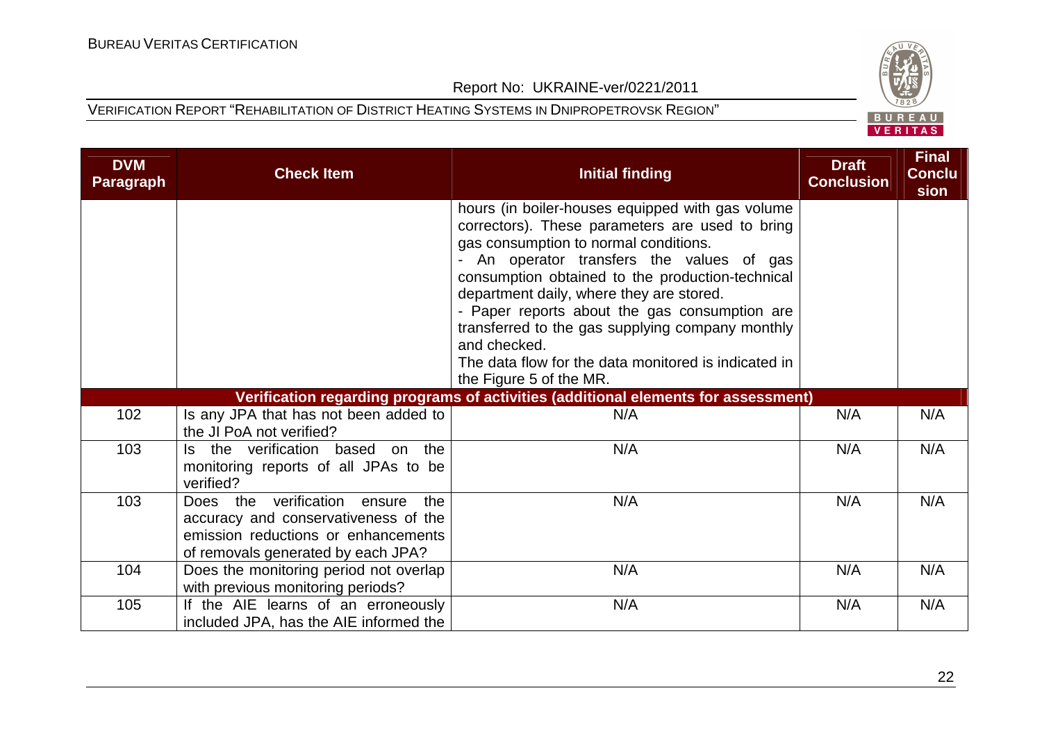| DVM Paragraph | Check Item | Initial finding | Draft Conclusion | Final Conclusion |
|---|---|---|---|---|
| | | hours (in boiler-houses equipped with gas volume correctors). These parameters are used to bring gas consumption to normal conditions.<br>- An operator transfers the values of gas consumption obtained to the production-technical department daily, where they are stored.<br>- Paper reports about the gas consumption are transferred to the gas supplying company monthly and checked.<br>The data flow for the data monitored is indicated in the Figure 5 of the MR. | | |
| **Verification regarding programs of activities (additional elements for assessment)** | | | | |
| 102 | Is any JPA that has not been added to the JI PoA not verified? | N/A | N/A | N/A |
| 103 | Is the verification based on the monitoring reports of all JPAs to be verified? | N/A | N/A | N/A |
| 103 | Does the verification ensure the accuracy and conservativeness of the emission reductions or enhancements of removals generated by each JPA? | N/A | N/A | N/A |
| 104 | Does the monitoring period not overlap with previous monitoring periods? | N/A | N/A | N/A |
| 105 | If the AIE learns of an erroneously included JPA, has the AIE informed the | N/A | N/A | N/A |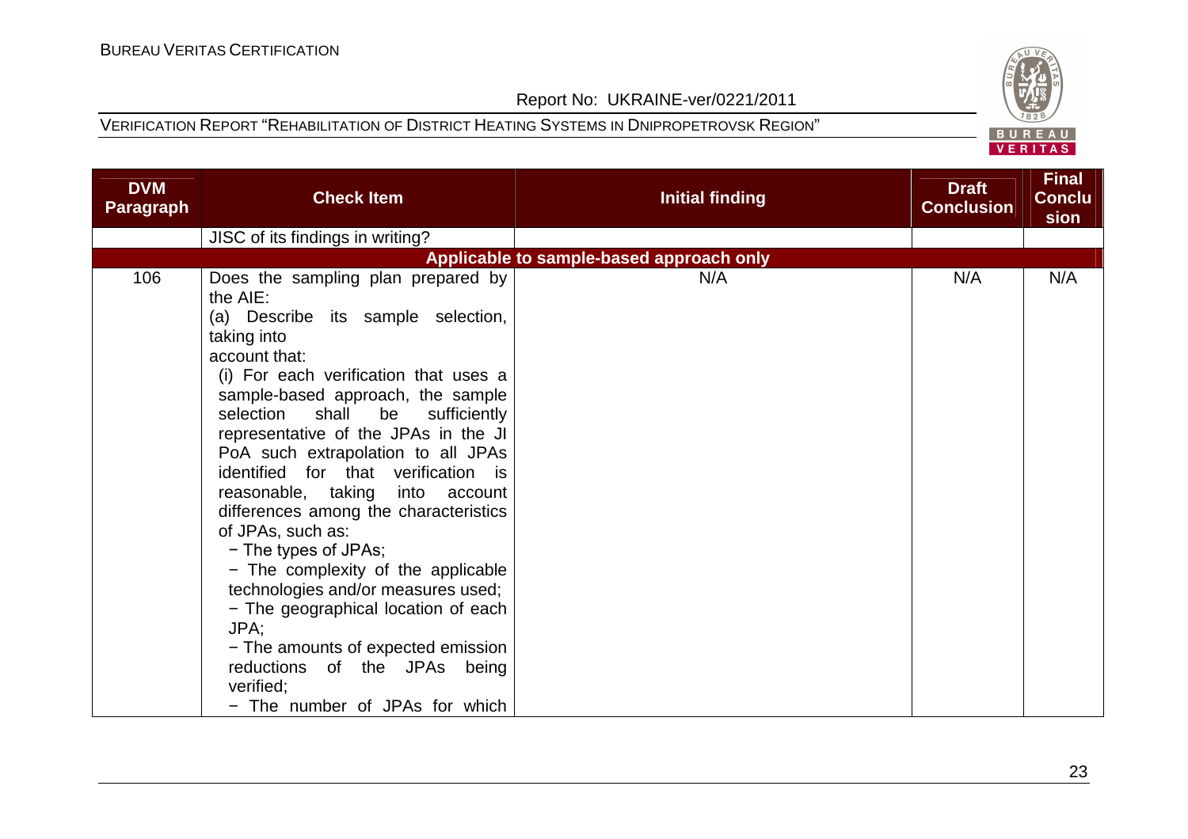| DVM Paragraph | Check Item | Initial finding | Draft Conclusion | Final Conclusion |
|---|---|---|---|---|
| | JISC of its findings in writing? | | | |
| **Applicable to sample-based approach only** | | | | |
| 106 | Does the sampling plan prepared by the AIE:<br>(a) Describe its sample selection, taking into account that:<br>(i) For each verification that uses a sample-based approach, the sample selection shall be sufficiently representative of the JPAs in the JI PoA such extrapolation to all JPAs identified for that verification is reasonable, taking into account differences among the characteristics of JPAs, such as:<br>− The types of JPAs;<br>− The complexity of the applicable technologies and/or measures used;<br>− The geographical location of each JPA;<br>− The amounts of expected emission reductions of the JPAs being verified;<br>− The number of JPAs for which | N/A | N/A | N/A |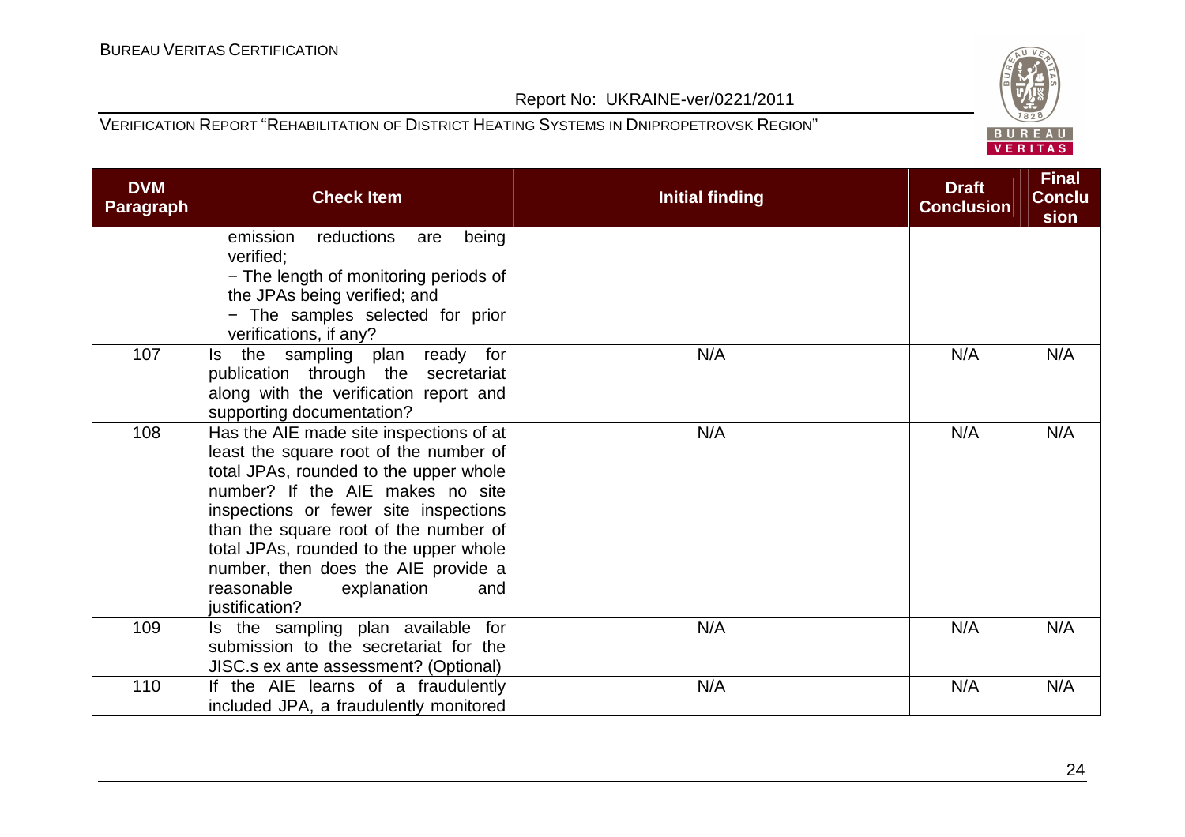| DVM Paragraph | Check Item | Initial finding | Draft Conclusion | Final Conclusion |
|---|---|---|---|---|
| | emission reductions are being verified;<br>− The length of monitoring periods of the JPAs being verified; and<br>− The samples selected for prior verifications, if any? | | | |
| 107 | Is the sampling plan ready for publication through the secretariat along with the verification report and supporting documentation? | N/A | N/A | N/A |
| 108 | Has the AIE made site inspections of at least the square root of the number of total JPAs, rounded to the upper whole number? If the AIE makes no site inspections or fewer site inspections than the square root of the number of total JPAs, rounded to the upper whole number, then does the AIE provide a reasonable explanation and justification? | N/A | N/A | N/A |
| 109 | Is the sampling plan available for submission to the secretariat for the JISC.s ex ante assessment? (Optional) | N/A | N/A | N/A |
| 110 | If the AIE learns of a fraudulently included JPA, a fraudulently monitored | N/A | N/A | N/A |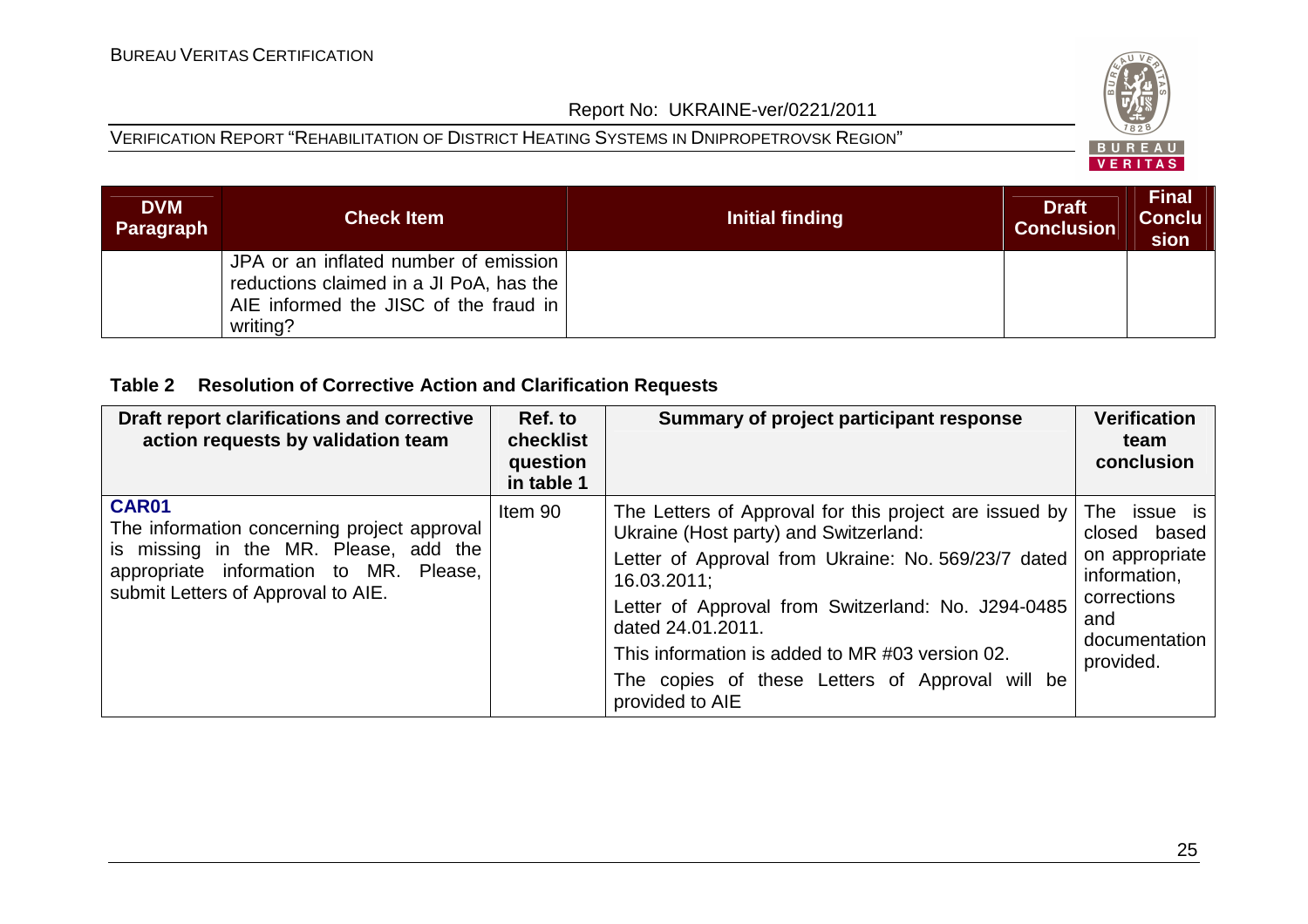| DVM Paragraph | Check Item | Initial finding | Draft Conclusion | Final Conclusion |
|---|---|---|---|---|
| | JPA or an inflated number of emission reductions claimed in a JI PoA, has the AIE informed the JISC of the fraud in writing? | | | |

**Table 2 Resolution of Corrective Action and Clarification Requests**

| Draft report clarifications and corrective action requests by validation team | Ref. to checklist question in table 1 | Summary of project participant response | Verification team conclusion |
|---|---|---|---|
| **CAR01**<br>The information concerning project approval is missing in the MR. Please, add the appropriate information to MR. Please, submit Letters of Approval to AIE. | Item 90 | The Letters of Approval for this project are issued by Ukraine (Host party) and Switzerland:<br>Letter of Approval from Ukraine: No. 569/23/7 dated 16.03.2011;<br>Letter of Approval from Switzerland: No. J294-0485 dated 24.01.2011.<br>This information is added to MR #03 version 02.<br>The copies of these Letters of Approval will be provided to AIE | The issue is closed based on appropriate information, corrections and documentation provided. |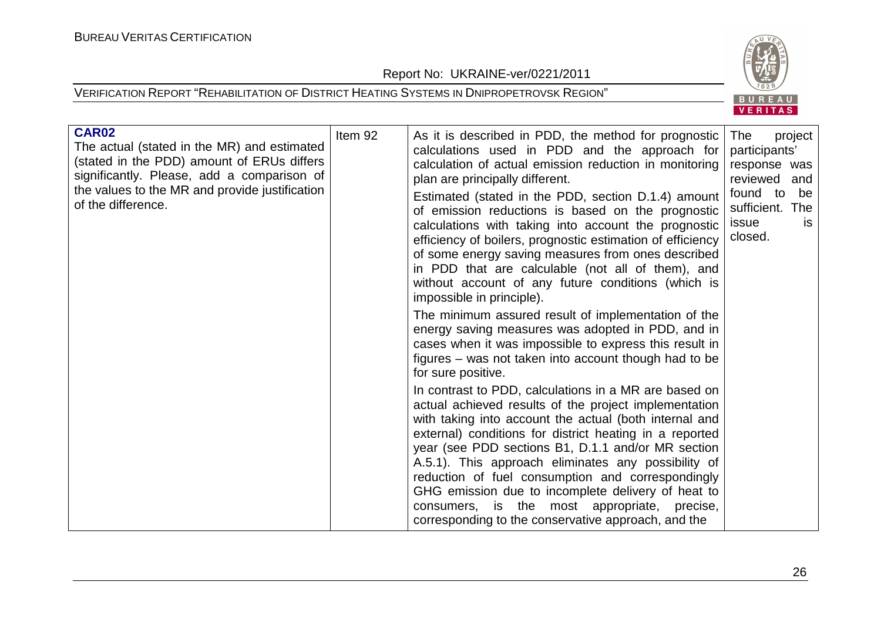| **CAR02** The actual (stated in the MR) and estimated (stated in the PDD) amount of ERUs differs significantly. Please, add a comparison of the values to the MR and provide justification of the difference. | Item 92 | As it is described in PDD, the method for prognostic calculations used in PDD and the approach for calculation of actual emission reduction in monitoring plan are principally different.<br><br>Estimated (stated in the PDD, section D.1.4) amount of emission reductions is based on the prognostic calculations with taking into account the prognostic efficiency of boilers, prognostic estimation of efficiency of some energy saving measures from ones described in PDD that are calculable (not all of them), and without account of any future conditions (which is impossible in principle).<br><br>The minimum assured result of implementation of the energy saving measures was adopted in PDD, and in cases when it was impossible to express this result in figures – was not taken into account though had to be for sure positive.<br><br>In contrast to PDD, calculations in a MR are based on actual achieved results of the project implementation with taking into account the actual (both internal and external) conditions for district heating in a reported year (see PDD sections B1, D.1.1 and/or MR section A.5.1). This approach eliminates any possibility of reduction of fuel consumption and correspondingly GHG emission due to incomplete delivery of heat to consumers, is the most appropriate, precise, corresponding to the conservative approach, and the | The project participants' response was reviewed and found to be sufficient. The issue is closed. |
|---|---|---|---|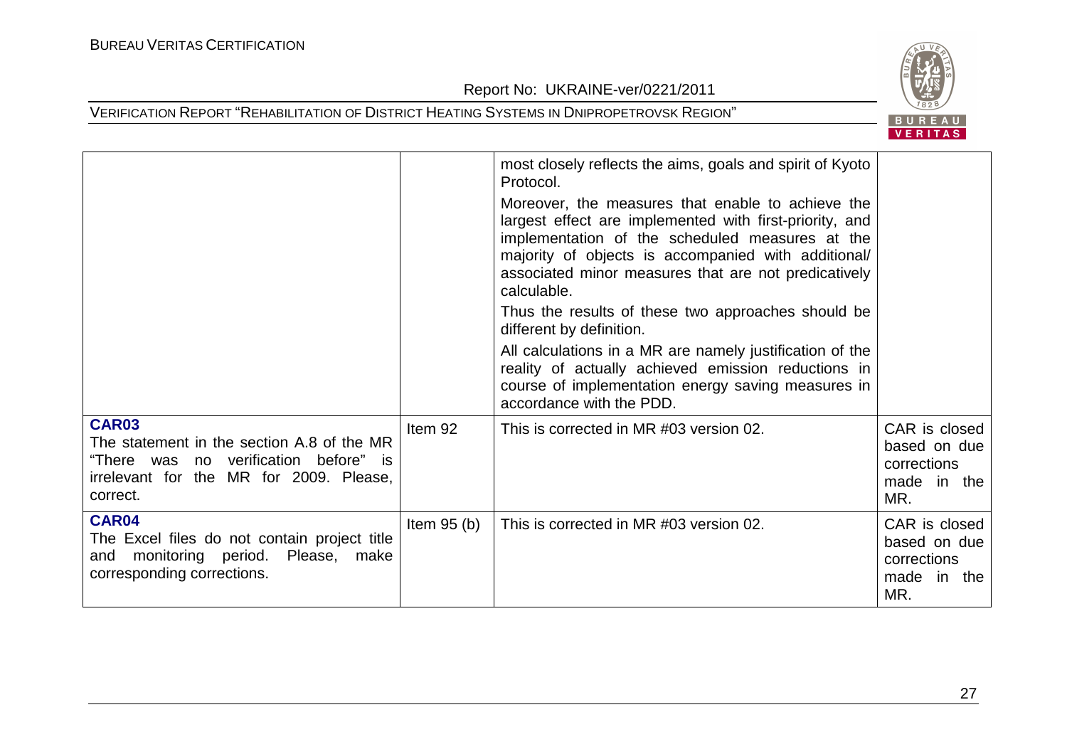| | | | |
|---|---|---|---|
| | | most closely reflects the aims, goals and spirit of Kyoto Protocol. Moreover, the measures that enable to achieve the largest effect are implemented with first-priority, and implementation of the scheduled measures at the majority of objects is accompanied with additional/ associated minor measures that are not predicatively calculable. Thus the results of these two approaches should be different by definition. All calculations in a MR are namely justification of the reality of actually achieved emission reductions in course of implementation energy saving measures in accordance with the PDD. | |
| **CAR03** The statement in the section A.8 of the MR "There was no verification before" is irrelevant for the MR for 2009. Please, correct. | Item 92 | This is corrected in MR #03 version 02. | CAR is closed based on due corrections made in the MR. |
| **CAR04** The Excel files do not contain project title and monitoring period. Please, make corresponding corrections. | Item 95 (b) | This is corrected in MR #03 version 02. | CAR is closed based on due corrections made in the MR. |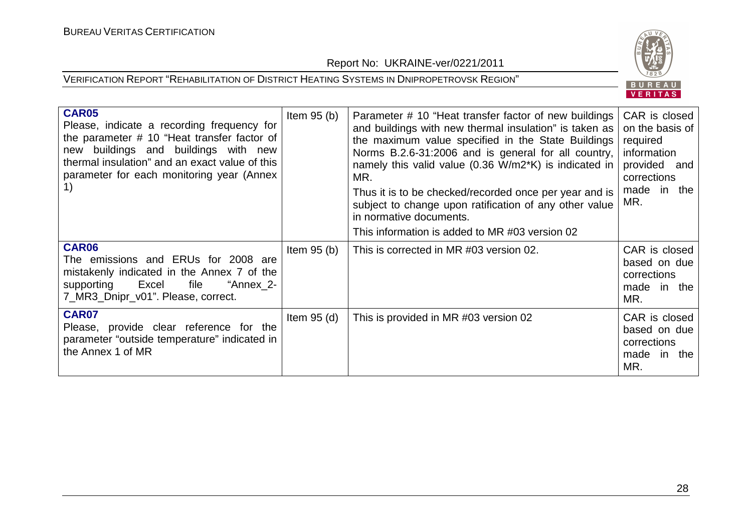| | | | |
|---|---|---|---|
| **CAR05**<br>Please, indicate a recording frequency for the parameter # 10 "Heat transfer factor of new buildings and buildings with new thermal insulation" and an exact value of this parameter for each monitoring year (Annex 1) | Item 95 (b) | Parameter # 10 "Heat transfer factor of new buildings and buildings with new thermal insulation" is taken as the maximum value specified in the State Buildings Norms B.2.6-31:2006 and is general for all country, namely this valid value (0.36 W/m2*K) is indicated in MR.<br>Thus it is to be checked/recorded once per year and is subject to change upon ratification of any other value in normative documents.<br>This information is added to MR #03 version 02 | CAR is closed on the basis of required information provided and corrections made in the MR. |
| **CAR06**<br>The emissions and ERUs for 2008 are mistakenly indicated in the Annex 7 of the supporting Excel file "Annex_2-7_MR3_Dnipr_v01". Please, correct. | Item 95 (b) | This is corrected in MR #03 version 02. | CAR is closed based on due corrections made in the MR. |
| **CAR07**<br>Please, provide clear reference for the parameter "outside temperature" indicated in the Annex 1 of MR | Item 95 (d) | This is provided in MR #03 version 02 | CAR is closed based on due corrections made in the MR. |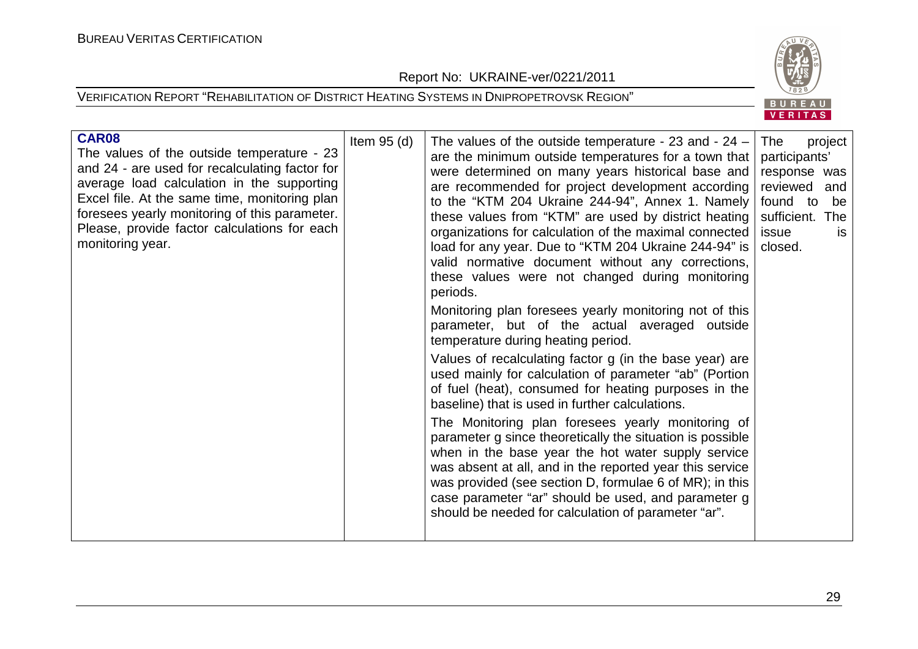| **CAR08** The values of the outside temperature - 23 and 24 - are used for recalculating factor for average load calculation in the supporting Excel file. At the same time, monitoring plan foresees yearly monitoring of this parameter. Please, provide factor calculations for each monitoring year. | Item 95 (d) | The values of the outside temperature - 23 and - 24 – are the minimum outside temperatures for a town that were determined on many years historical base and are recommended for project development according to the "KTM 204 Ukraine 244-94", Annex 1. Namely these values from "KTM" are used by district heating organizations for calculation of the maximal connected load for any year. Due to "KTM 204 Ukraine 244-94" is valid normative document without any corrections, these values were not changed during monitoring periods.<br><br>Monitoring plan foresees yearly monitoring not of this parameter, but of the actual averaged outside temperature during heating period.<br><br>Values of recalculating factor g (in the base year) are used mainly for calculation of parameter "ab" (Portion of fuel (heat), consumed for heating purposes in the baseline) that is used in further calculations.<br><br>The Monitoring plan foresees yearly monitoring of parameter g since theoretically the situation is possible when in the base year the hot water supply service was absent at all, and in the reported year this service was provided (see section D, formulae 6 of MR); in this case parameter "ar" should be used, and parameter g should be needed for calculation of parameter "ar". | The project participants' response was reviewed and found to be sufficient. The issue is closed. |
|---|---|---|---|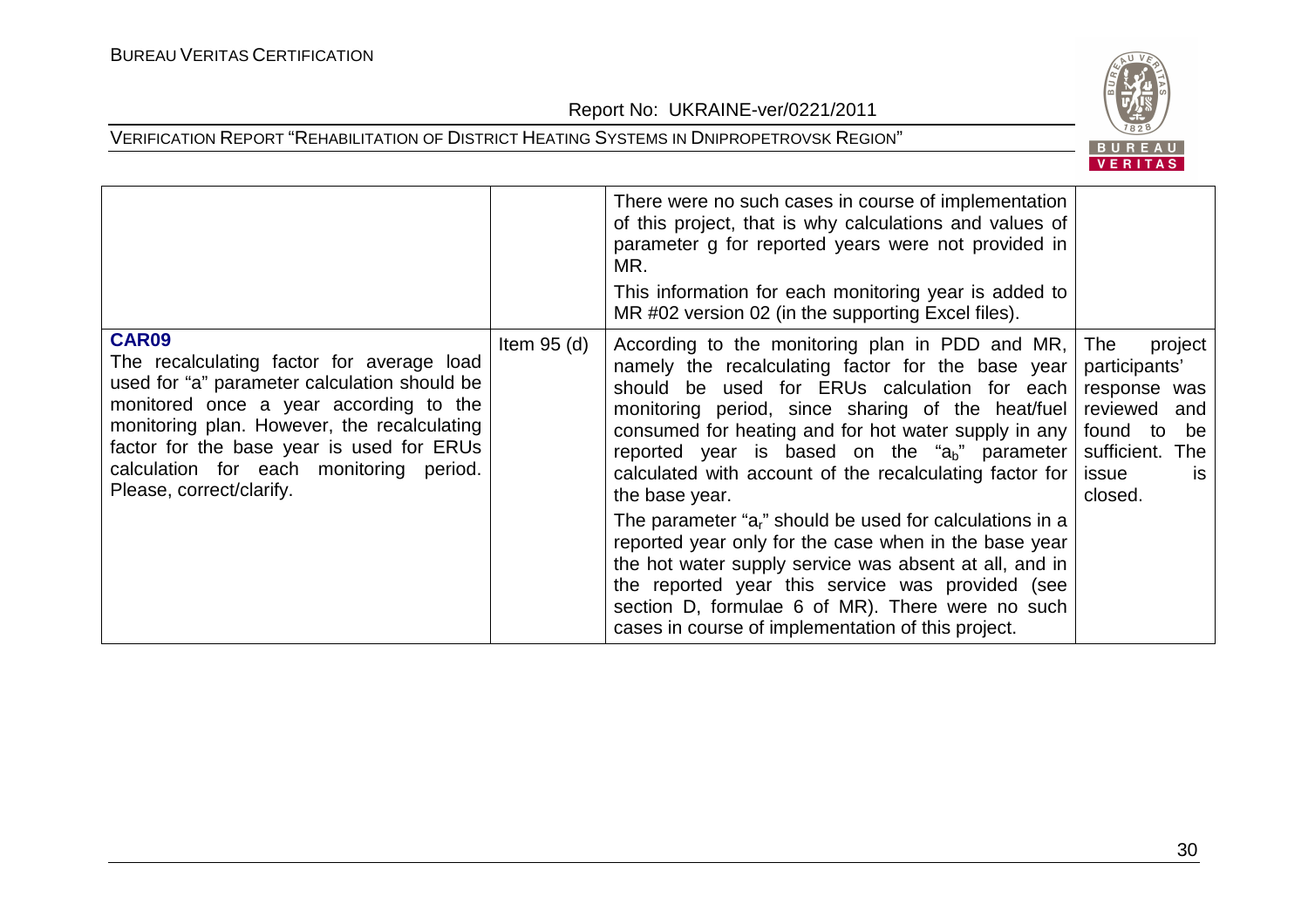|  |  |  |  |
|---|---|---|---|
|  |  | There were no such cases in course of implementation of this project, that is why calculations and values of parameter g for reported years were not provided in MR.<br>This information for each monitoring year is added to MR #02 version 02 (in the supporting Excel files). |  |
| **CAR09**<br>The recalculating factor for average load used for "a" parameter calculation should be monitored once a year according to the monitoring plan. However, the recalculating factor for the base year is used for ERUs calculation for each monitoring period. Please, correct/clarify. | Item 95 (d) | According to the monitoring plan in PDD and MR, namely the recalculating factor for the base year should be used for ERUs calculation for each monitoring period, since sharing of the heat/fuel consumed for heating and for hot water supply in any reported year is based on the "$a_b$" parameter calculated with account of the recalculating factor for the base year.<br>The parameter "$a_r$" should be used for calculations in a reported year only for the case when in the base year the hot water supply service was absent at all, and in the reported year this service was provided (see section D, formulae 6 of MR). There were no such cases in course of implementation of this project. | The project participants' response was reviewed and found to be sufficient. The issue is closed. |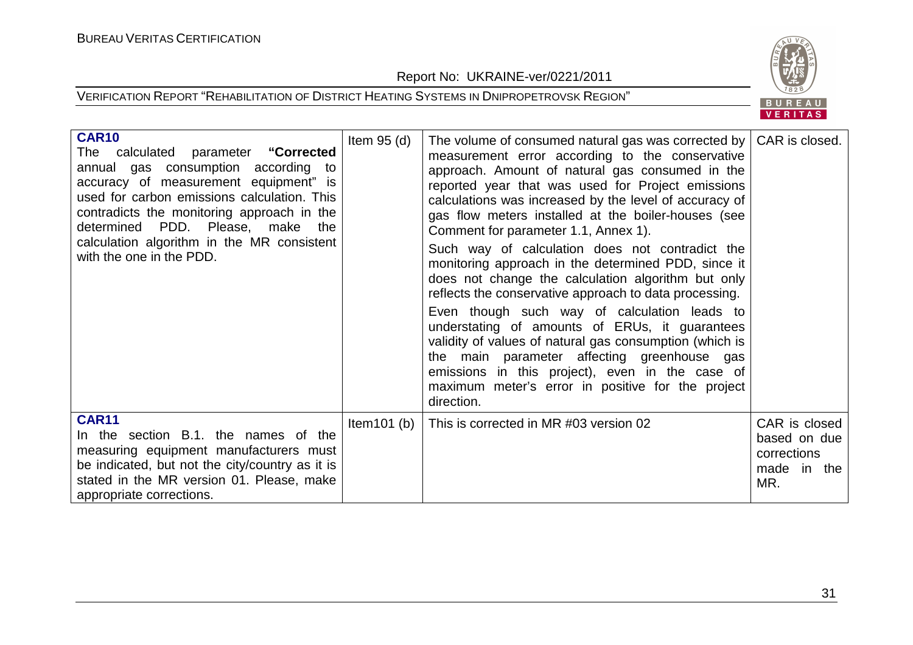| **CAR10** The calculated parameter **"Corrected annual gas consumption according to accuracy of measurement equipment"** is used for carbon emissions calculation. This contradicts the monitoring approach in the determined PDD. Please, make the calculation algorithm in the MR consistent with the one in the PDD. | Item 95 (d) | The volume of consumed natural gas was corrected by measurement error according to the conservative approach. Amount of natural gas consumed in the reported year that was used for Project emissions calculations was increased by the level of accuracy of gas flow meters installed at the boiler-houses (see Comment for parameter 1.1, Annex 1).<br>Such way of calculation does not contradict the monitoring approach in the determined PDD, since it does not change the calculation algorithm but only reflects the conservative approach to data processing.<br>Even though such way of calculation leads to understating of amounts of ERUs, it guarantees validity of values of natural gas consumption (which is the main parameter affecting greenhouse gas emissions in this project), even in the case of maximum meter's error in positive for the project direction. | CAR is closed. |
|---|---|---|---|
| **CAR11** In the section B.1. the names of the measuring equipment manufacturers must be indicated, but not the city/country as it is stated in the MR version 01. Please, make appropriate corrections. | Item101 (b) | This is corrected in MR #03 version 02 | CAR is closed based on due corrections made in the MR. |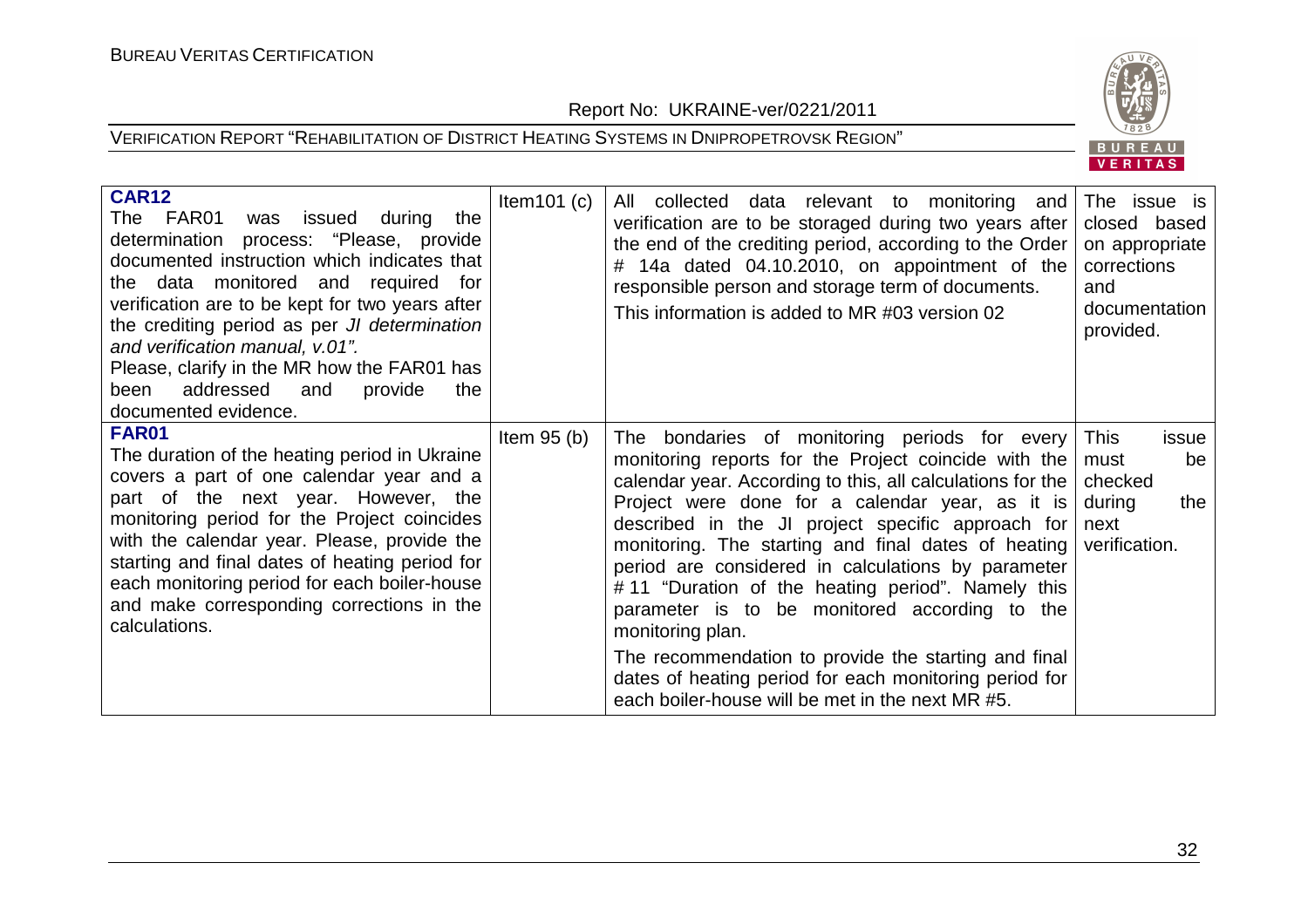| **CAR12**<br>The FAR01 was issued during the determination process: "Please, provide documented instruction which indicates that the data monitored and required for verification are to be kept for two years after the crediting period as per *JI determination and verification manual, v.01"*.<br>Please, clarify in the MR how the FAR01 has been addressed and provide the documented evidence. | Item101 (c) | All collected data relevant to monitoring and verification are to be storaged during two years after the end of the crediting period, according to the Order # 14a dated 04.10.2010, on appointment of the responsible person and storage term of documents.<br>This information is added to MR #03 version 02 | The issue is closed based on appropriate corrections and documentation provided. |
|---|---|---|---|
| **FAR01**<br>The duration of the heating period in Ukraine covers a part of one calendar year and a part of the next year. However, the monitoring period for the Project coincides with the calendar year. Please, provide the starting and final dates of heating period for each monitoring period for each boiler-house and make corresponding corrections in the calculations. | Item 95 (b) | The bondaries of monitoring periods for every monitoring reports for the Project coincide with the calendar year. According to this, all calculations for the Project were done for a calendar year, as it is described in the JI project specific approach for monitoring. The starting and final dates of heating period are considered in calculations by parameter # 11 "Duration of the heating period". Namely this parameter is to be monitored according to the monitoring plan.<br>The recommendation to provide the starting and final dates of heating period for each monitoring period for each boiler-house will be met in the next MR #5. | This issue must be checked during the next verification. |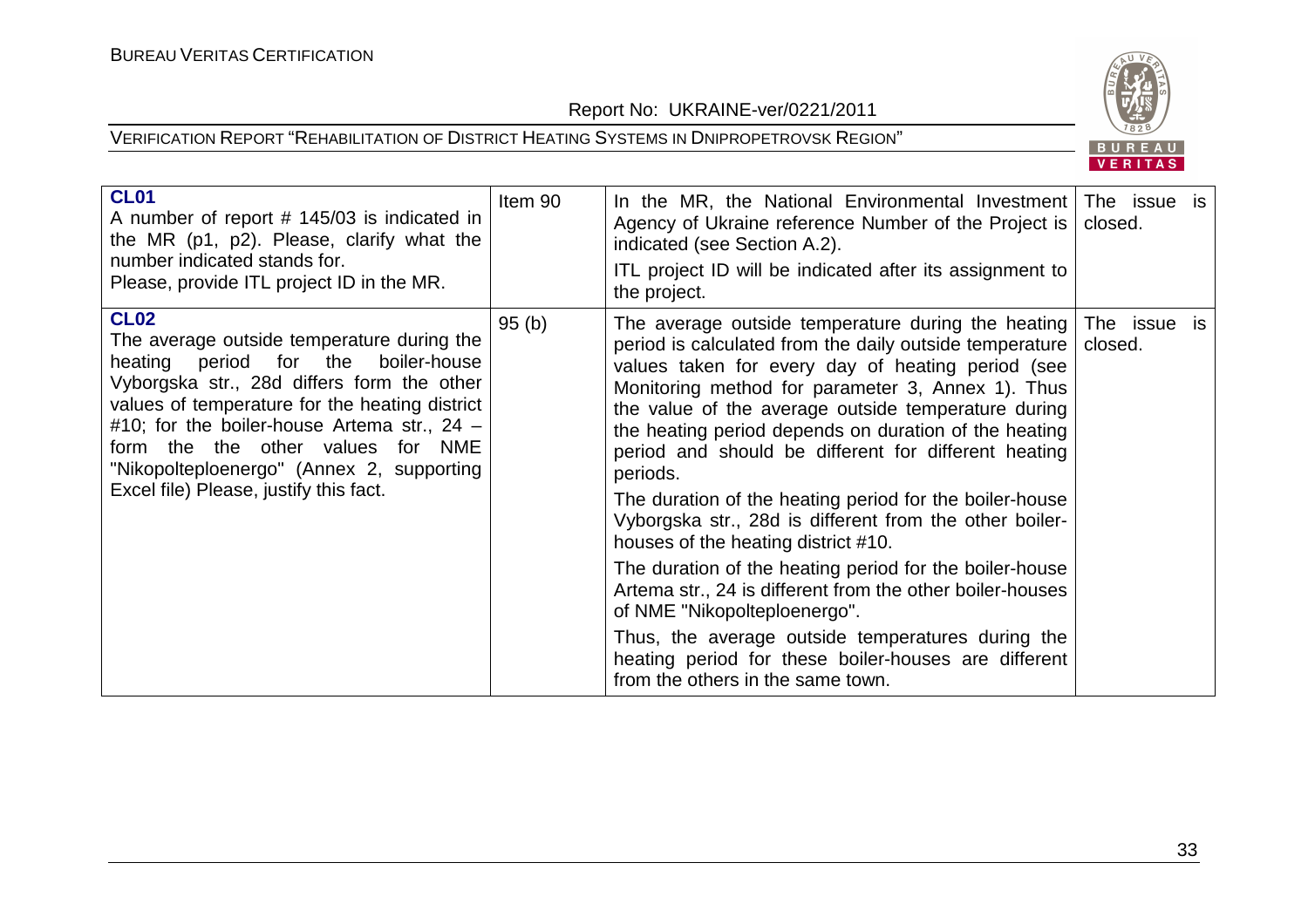| | | | |
|---|---|---|---|
| **CL01**<br>A number of report # 145/03 is indicated in the MR (p1, p2). Please, clarify what the number indicated stands for.<br>Please, provide ITL project ID in the MR. | Item 90 | In the MR, the National Environmental Investment Agency of Ukraine reference Number of the Project is indicated (see Section A.2).<br>ITL project ID will be indicated after its assignment to the project. | The issue is closed. |
| **CL02**<br>The average outside temperature during the heating period for the boiler-house Vyborgska str., 28d differs form the other values of temperature for the heating district #10; for the boiler-house Artema str., 24 – form the the other values for NME "Nikopolteploenergo" (Annex 2, supporting Excel file) Please, justify this fact. | 95 (b) | The average outside temperature during the heating period is calculated from the daily outside temperature values taken for every day of heating period (see Monitoring method for parameter 3, Annex 1). Thus the value of the average outside temperature during the heating period depends on duration of the heating period and should be different for different heating periods.<br>The duration of the heating period for the boiler-house Vyborgska str., 28d is different from the other boiler-houses of the heating district #10.<br>The duration of the heating period for the boiler-house Artema str., 24 is different from the other boiler-houses of NME "Nikopolteploenergo".<br>Thus, the average outside temperatures during the heating period for these boiler-houses are different from the others in the same town. | The issue is closed. |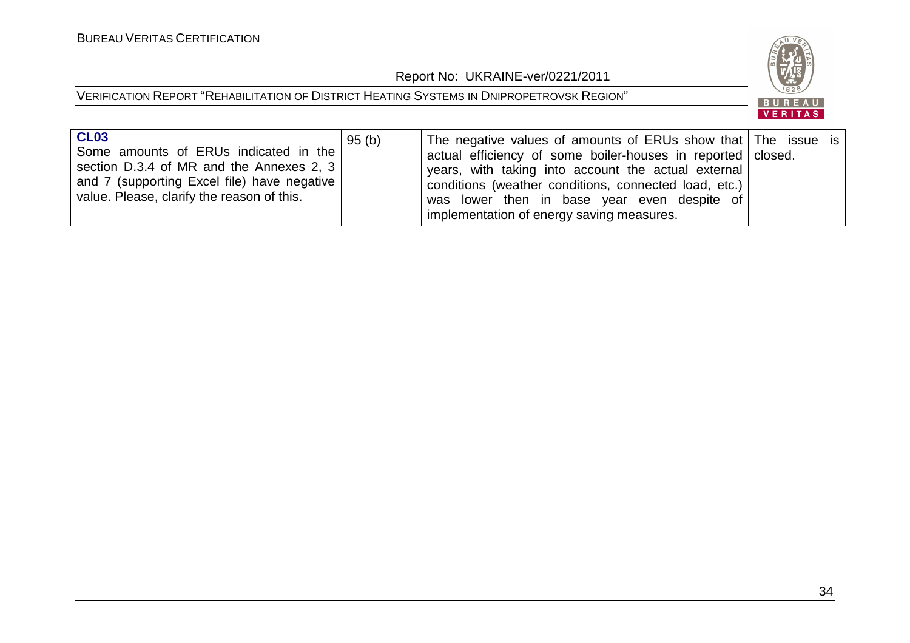| | | | |
|---|---|---|---|
| **CL03**<br>Some amounts of ERUs indicated in the section D.3.4 of MR and the Annexes 2, 3 and 7 (supporting Excel file) have negative value. Please, clarify the reason of this. | 95 (b) | The negative values of amounts of ERUs show that actual efficiency of some boiler-houses in reported years, with taking into account the actual external conditions (weather conditions, connected load, etc.) was lower then in base year even despite of implementation of energy saving measures. | The issue is closed. |